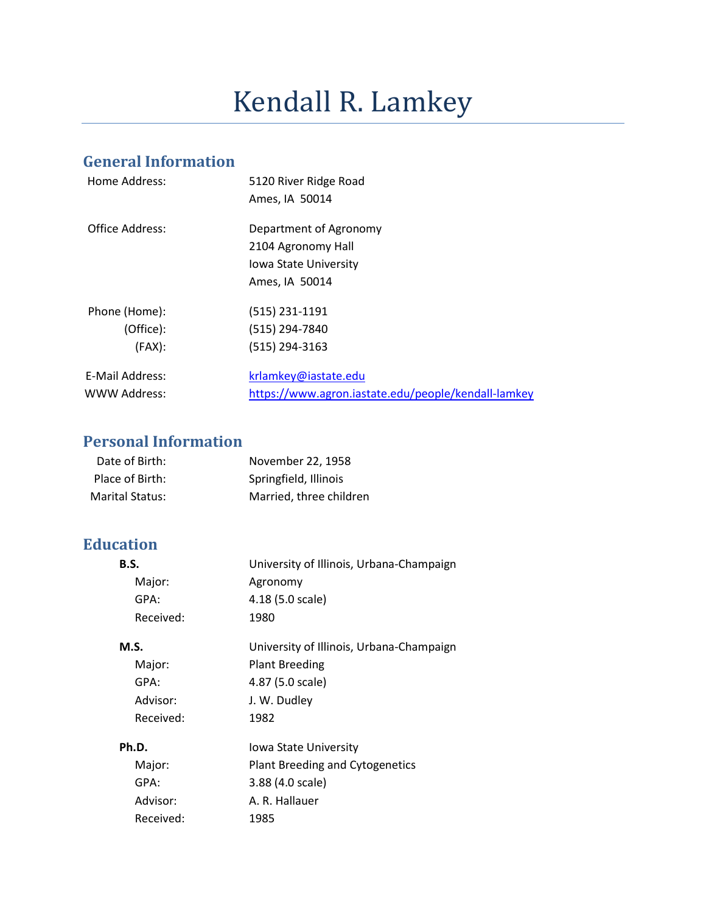# Kendall R. Lamkey

## General Information

| | |
|---|---|
| Home Address: | 5120 River Ridge Road<br>Ames, IA 50014 |
| Office Address: | Department of Agronomy<br>2104 Agronomy Hall<br>Iowa State University<br>Ames, IA 50014 |
| Phone (Home): | (515) 231-1191 |
| (Office): | (515) 294-7840 |
| (FAX): | (515) 294-3163 |
| E-Mail Address: | krlamkey@iastate.edu |
| WWW Address: | https://www.agron.iastate.edu/people/kendall-lamkey |

## Personal Information

| | |
|---|---|
| Date of Birth: | November 22, 1958 |
| Place of Birth: | Springfield, Illinois |
| Marital Status: | Married, three children |

## Education

**B.S.** University of Illinois, Urbana-Champaign
- Major: Agronomy
- GPA: 4.18 (5.0 scale)
- Received: 1980

**M.S.** University of Illinois, Urbana-Champaign
- Major: Plant Breeding
- GPA: 4.87 (5.0 scale)
- Advisor: J. W. Dudley
- Received: 1982

**Ph.D.** Iowa State University
- Major: Plant Breeding and Cytogenetics
- GPA: 3.88 (4.0 scale)
- Advisor: A. R. Hallauer
- Received: 1985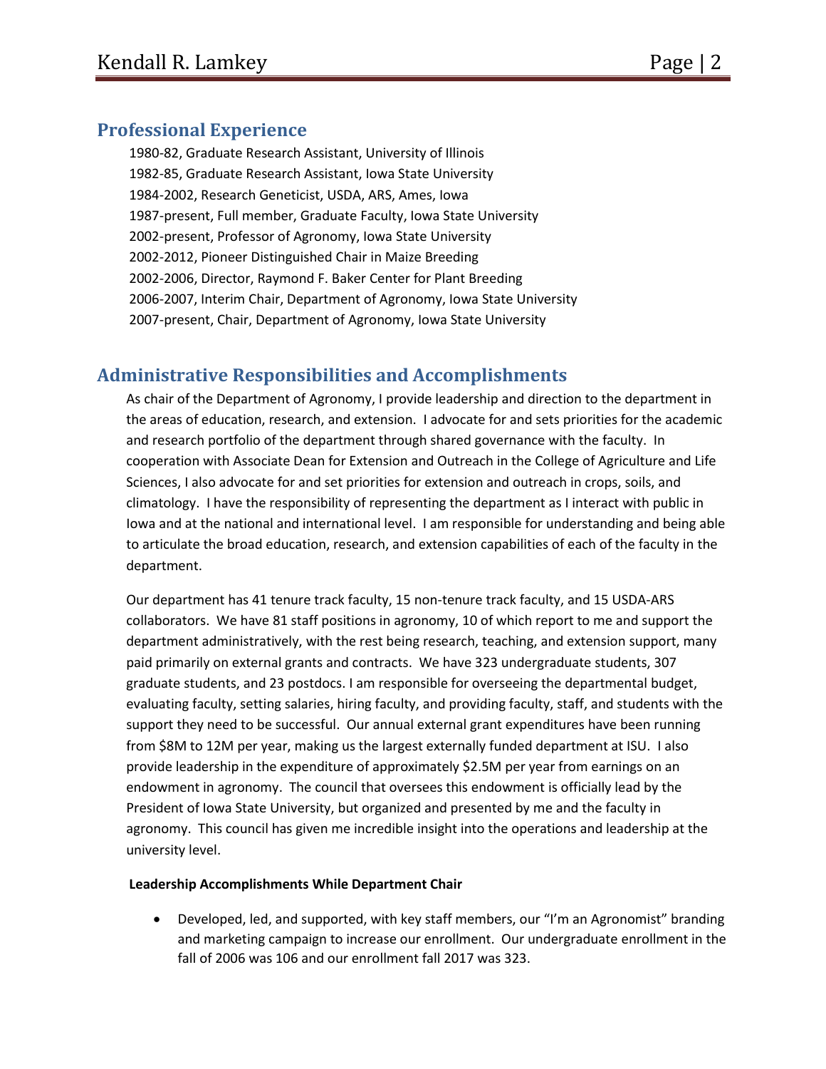## Professional Experience

1980-82, Graduate Research Assistant, University of Illinois
1982-85, Graduate Research Assistant, Iowa State University
1984-2002, Research Geneticist, USDA, ARS, Ames, Iowa
1987-present, Full member, Graduate Faculty, Iowa State University
2002-present, Professor of Agronomy, Iowa State University
2002-2012, Pioneer Distinguished Chair in Maize Breeding
2002-2006, Director, Raymond F. Baker Center for Plant Breeding
2006-2007, Interim Chair, Department of Agronomy, Iowa State University
2007-present, Chair, Department of Agronomy, Iowa State University

## Administrative Responsibilities and Accomplishments

As chair of the Department of Agronomy, I provide leadership and direction to the department in the areas of education, research, and extension. I advocate for and sets priorities for the academic and research portfolio of the department through shared governance with the faculty. In cooperation with Associate Dean for Extension and Outreach in the College of Agriculture and Life Sciences, I also advocate for and set priorities for extension and outreach in crops, soils, and climatology. I have the responsibility of representing the department as I interact with public in Iowa and at the national and international level. I am responsible for understanding and being able to articulate the broad education, research, and extension capabilities of each of the faculty in the department.

Our department has 41 tenure track faculty, 15 non-tenure track faculty, and 15 USDA-ARS collaborators. We have 81 staff positions in agronomy, 10 of which report to me and support the department administratively, with the rest being research, teaching, and extension support, many paid primarily on external grants and contracts. We have 323 undergraduate students, 307 graduate students, and 23 postdocs. I am responsible for overseeing the departmental budget, evaluating faculty, setting salaries, hiring faculty, and providing faculty, staff, and students with the support they need to be successful. Our annual external grant expenditures have been running from $8M to 12M per year, making us the largest externally funded department at ISU. I also provide leadership in the expenditure of approximately $2.5M per year from earnings on an endowment in agronomy. The council that oversees this endowment is officially lead by the President of Iowa State University, but organized and presented by me and the faculty in agronomy. This council has given me incredible insight into the operations and leadership at the university level.

**Leadership Accomplishments While Department Chair**

- Developed, led, and supported, with key staff members, our "I'm an Agronomist" branding and marketing campaign to increase our enrollment. Our undergraduate enrollment in the fall of 2006 was 106 and our enrollment fall 2017 was 323.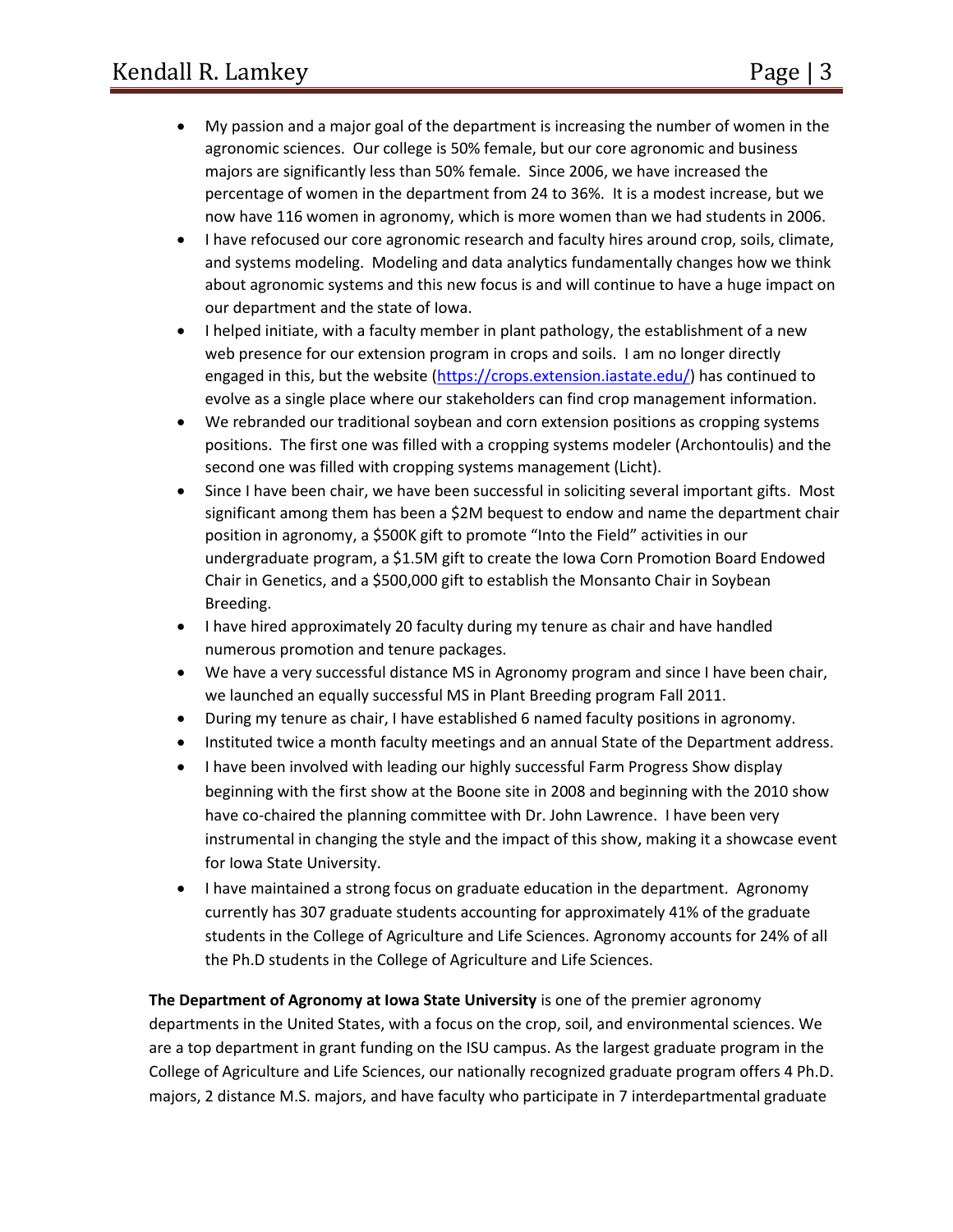- My passion and a major goal of the department is increasing the number of women in the agronomic sciences. Our college is 50% female, but our core agronomic and business majors are significantly less than 50% female. Since 2006, we have increased the percentage of women in the department from 24 to 36%. It is a modest increase, but we now have 116 women in agronomy, which is more women than we had students in 2006.
- I have refocused our core agronomic research and faculty hires around crop, soils, climate, and systems modeling. Modeling and data analytics fundamentally changes how we think about agronomic systems and this new focus is and will continue to have a huge impact on our department and the state of Iowa.
- I helped initiate, with a faculty member in plant pathology, the establishment of a new web presence for our extension program in crops and soils. I am no longer directly engaged in this, but the website ([https://crops.extension.iastate.edu/](https://crops.extension.iastate.edu/)) has continued to evolve as a single place where our stakeholders can find crop management information.
- We rebranded our traditional soybean and corn extension positions as cropping systems positions. The first one was filled with a cropping systems modeler (Archontoulis) and the second one was filled with cropping systems management (Licht).
- Since I have been chair, we have been successful in soliciting several important gifts. Most significant among them has been a $2M bequest to endow and name the department chair position in agronomy, a $500K gift to promote "Into the Field" activities in our undergraduate program, a $1.5M gift to create the Iowa Corn Promotion Board Endowed Chair in Genetics, and a $500,000 gift to establish the Monsanto Chair in Soybean Breeding.
- I have hired approximately 20 faculty during my tenure as chair and have handled numerous promotion and tenure packages.
- We have a very successful distance MS in Agronomy program and since I have been chair, we launched an equally successful MS in Plant Breeding program Fall 2011.
- During my tenure as chair, I have established 6 named faculty positions in agronomy.
- Instituted twice a month faculty meetings and an annual State of the Department address.
- I have been involved with leading our highly successful Farm Progress Show display beginning with the first show at the Boone site in 2008 and beginning with the 2010 show have co-chaired the planning committee with Dr. John Lawrence. I have been very instrumental in changing the style and the impact of this show, making it a showcase event for Iowa State University.
- I have maintained a strong focus on graduate education in the department. Agronomy currently has 307 graduate students accounting for approximately 41% of the graduate students in the College of Agriculture and Life Sciences. Agronomy accounts for 24% of all the Ph.D students in the College of Agriculture and Life Sciences.

**The Department of Agronomy at Iowa State University** is one of the premier agronomy departments in the United States, with a focus on the crop, soil, and environmental sciences. We are a top department in grant funding on the ISU campus. As the largest graduate program in the College of Agriculture and Life Sciences, our nationally recognized graduate program offers 4 Ph.D. majors, 2 distance M.S. majors, and have faculty who participate in 7 interdepartmental graduate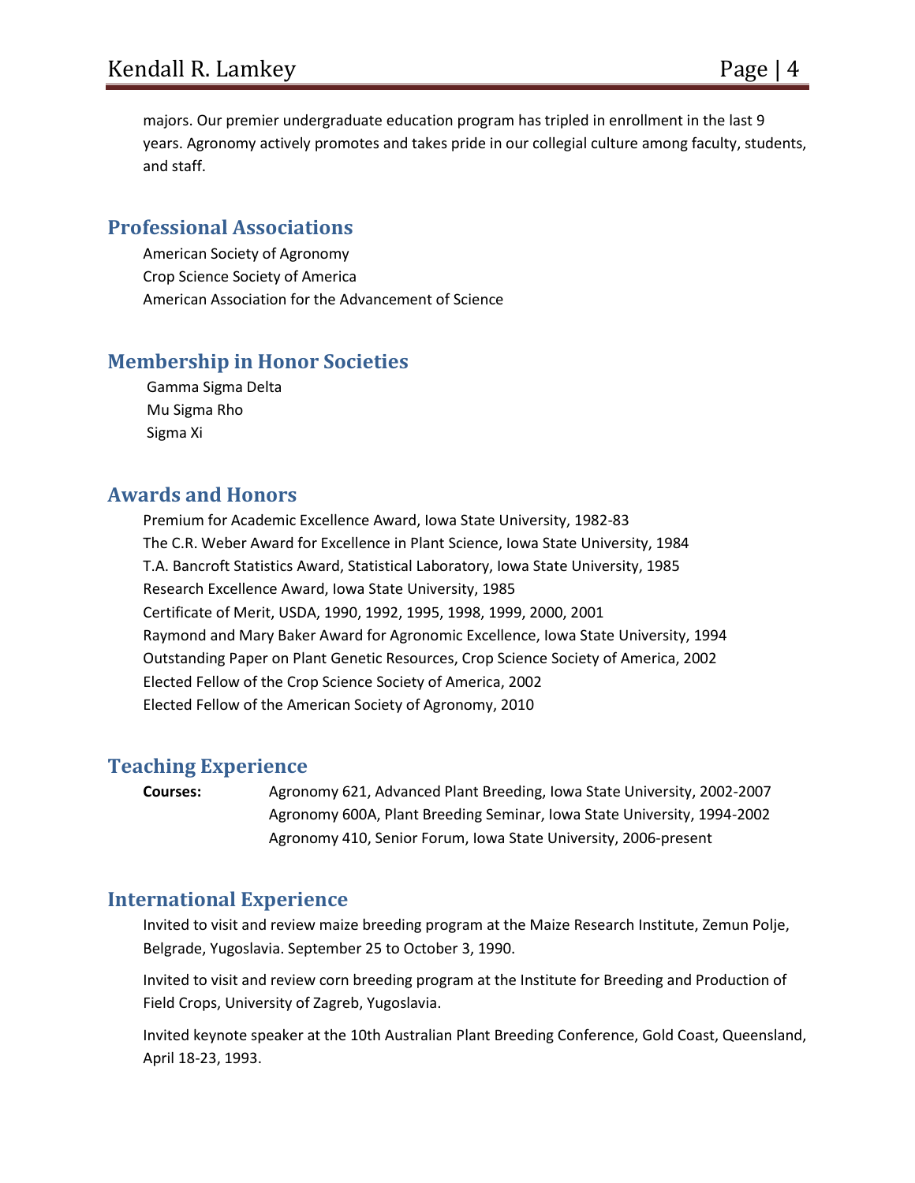majors. Our premier undergraduate education program has tripled in enrollment in the last 9 years. Agronomy actively promotes and takes pride in our collegial culture among faculty, students, and staff.

## Professional Associations

American Society of Agronomy
Crop Science Society of America
American Association for the Advancement of Science

## Membership in Honor Societies

Gamma Sigma Delta
Mu Sigma Rho
Sigma Xi

## Awards and Honors

Premium for Academic Excellence Award, Iowa State University, 1982-83
The C.R. Weber Award for Excellence in Plant Science, Iowa State University, 1984
T.A. Bancroft Statistics Award, Statistical Laboratory, Iowa State University, 1985
Research Excellence Award, Iowa State University, 1985
Certificate of Merit, USDA, 1990, 1992, 1995, 1998, 1999, 2000, 2001
Raymond and Mary Baker Award for Agronomic Excellence, Iowa State University, 1994
Outstanding Paper on Plant Genetic Resources, Crop Science Society of America, 2002
Elected Fellow of the Crop Science Society of America, 2002
Elected Fellow of the American Society of Agronomy, 2010

## Teaching Experience

**Courses:** Agronomy 621, Advanced Plant Breeding, Iowa State University, 2002-2007
Agronomy 600A, Plant Breeding Seminar, Iowa State University, 1994-2002
Agronomy 410, Senior Forum, Iowa State University, 2006-present

## International Experience

Invited to visit and review maize breeding program at the Maize Research Institute, Zemun Polje, Belgrade, Yugoslavia. September 25 to October 3, 1990.

Invited to visit and review corn breeding program at the Institute for Breeding and Production of Field Crops, University of Zagreb, Yugoslavia.

Invited keynote speaker at the 10th Australian Plant Breeding Conference, Gold Coast, Queensland, April 18-23, 1993.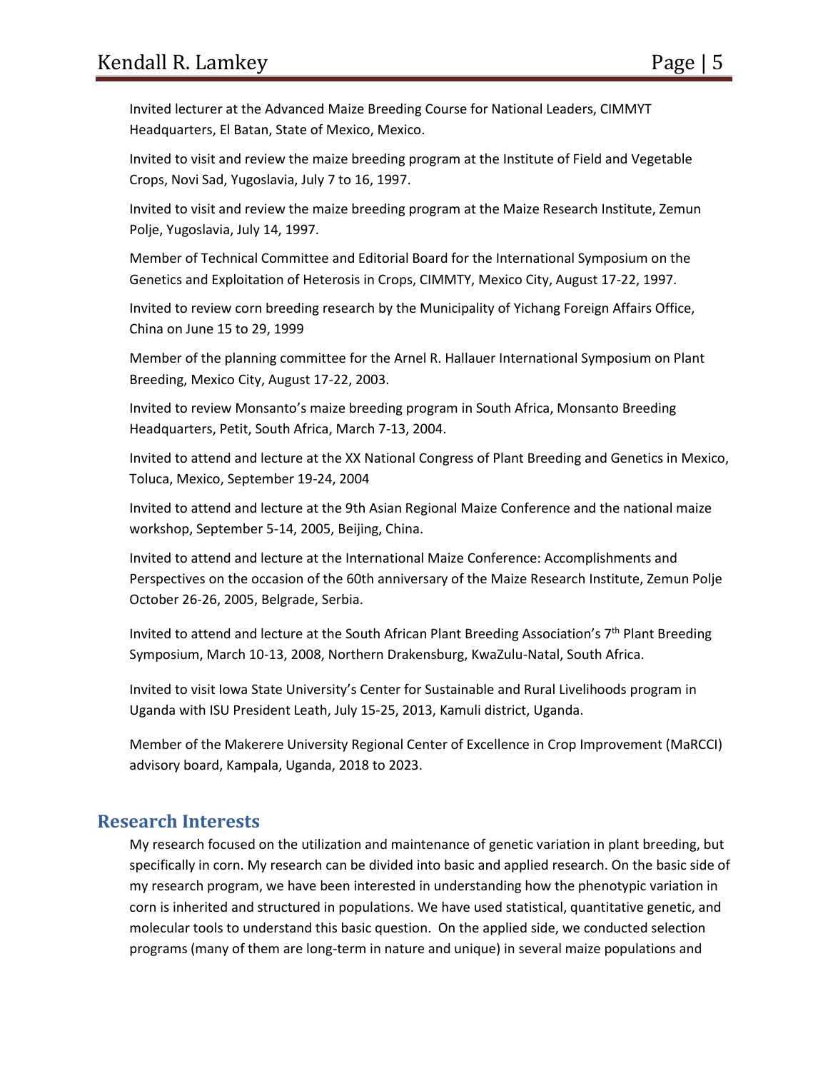Invited lecturer at the Advanced Maize Breeding Course for National Leaders, CIMMYT Headquarters, El Batan, State of Mexico, Mexico.

Invited to visit and review the maize breeding program at the Institute of Field and Vegetable Crops, Novi Sad, Yugoslavia, July 7 to 16, 1997.

Invited to visit and review the maize breeding program at the Maize Research Institute, Zemun Polje, Yugoslavia, July 14, 1997.

Member of Technical Committee and Editorial Board for the International Symposium on the Genetics and Exploitation of Heterosis in Crops, CIMMTY, Mexico City, August 17-22, 1997.

Invited to review corn breeding research by the Municipality of Yichang Foreign Affairs Office, China on June 15 to 29, 1999

Member of the planning committee for the Arnel R. Hallauer International Symposium on Plant Breeding, Mexico City, August 17-22, 2003.

Invited to review Monsanto's maize breeding program in South Africa, Monsanto Breeding Headquarters, Petit, South Africa, March 7-13, 2004.

Invited to attend and lecture at the XX National Congress of Plant Breeding and Genetics in Mexico, Toluca, Mexico, September 19-24, 2004

Invited to attend and lecture at the 9th Asian Regional Maize Conference and the national maize workshop, September 5-14, 2005, Beijing, China.

Invited to attend and lecture at the International Maize Conference: Accomplishments and Perspectives on the occasion of the 60th anniversary of the Maize Research Institute, Zemun Polje October 26-26, 2005, Belgrade, Serbia.

Invited to attend and lecture at the South African Plant Breeding Association's 7th Plant Breeding Symposium, March 10-13, 2008, Northern Drakensburg, KwaZulu-Natal, South Africa.

Invited to visit Iowa State University's Center for Sustainable and Rural Livelihoods program in Uganda with ISU President Leath, July 15-25, 2013, Kamuli district, Uganda.

Member of the Makerere University Regional Center of Excellence in Crop Improvement (MaRCCI) advisory board, Kampala, Uganda, 2018 to 2023.

## Research Interests

My research focused on the utilization and maintenance of genetic variation in plant breeding, but specifically in corn. My research can be divided into basic and applied research. On the basic side of my research program, we have been interested in understanding how the phenotypic variation in corn is inherited and structured in populations. We have used statistical, quantitative genetic, and molecular tools to understand this basic question. On the applied side, we conducted selection programs (many of them are long-term in nature and unique) in several maize populations and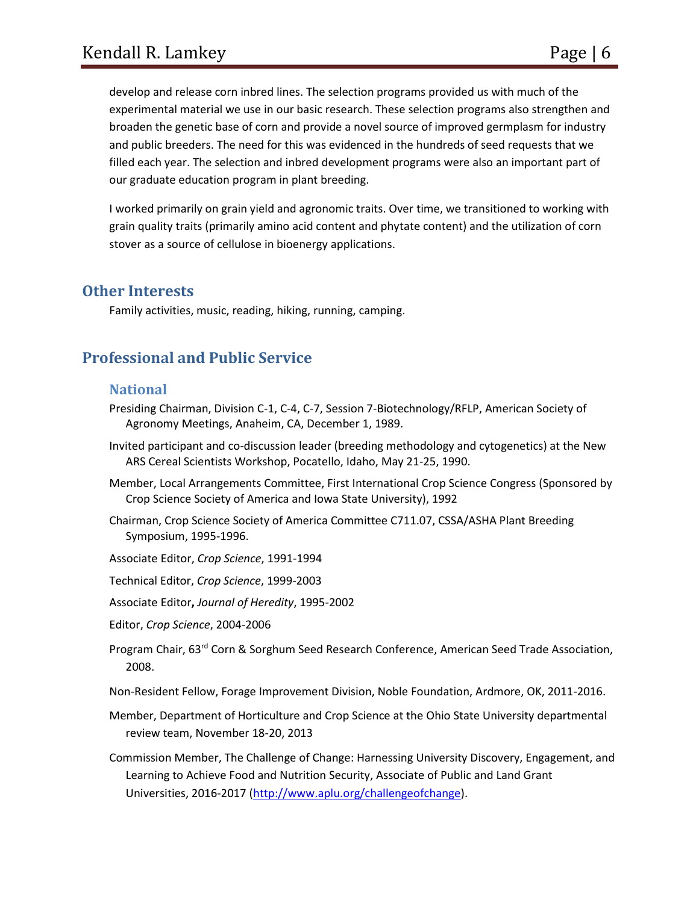develop and release corn inbred lines. The selection programs provided us with much of the experimental material we use in our basic research. These selection programs also strengthen and broaden the genetic base of corn and provide a novel source of improved germplasm for industry and public breeders. The need for this was evidenced in the hundreds of seed requests that we filled each year. The selection and inbred development programs were also an important part of our graduate education program in plant breeding.

I worked primarily on grain yield and agronomic traits. Over time, we transitioned to working with grain quality traits (primarily amino acid content and phytate content) and the utilization of corn stover as a source of cellulose in bioenergy applications.

## Other Interests

Family activities, music, reading, hiking, running, camping.

## Professional and Public Service

### National

Presiding Chairman, Division C-1, C-4, C-7, Session 7-Biotechnology/RFLP, American Society of Agronomy Meetings, Anaheim, CA, December 1, 1989.

Invited participant and co-discussion leader (breeding methodology and cytogenetics) at the New ARS Cereal Scientists Workshop, Pocatello, Idaho, May 21-25, 1990.

Member, Local Arrangements Committee, First International Crop Science Congress (Sponsored by Crop Science Society of America and Iowa State University), 1992

Chairman, Crop Science Society of America Committee C711.07, CSSA/ASHA Plant Breeding Symposium, 1995-1996.

Associate Editor, *Crop Science*, 1991-1994

Technical Editor, *Crop Science*, 1999-2003

Associate Editor**,** *Journal of Heredity*, 1995-2002

Editor, *Crop Science*, 2004-2006

Program Chair, 63rd Corn & Sorghum Seed Research Conference, American Seed Trade Association, 2008.

Non-Resident Fellow, Forage Improvement Division, Noble Foundation, Ardmore, OK, 2011-2016.

Member, Department of Horticulture and Crop Science at the Ohio State University departmental review team, November 18-20, 2013

Commission Member, The Challenge of Change: Harnessing University Discovery, Engagement, and Learning to Achieve Food and Nutrition Security, Associate of Public and Land Grant Universities, 2016-2017 (http://www.aplu.org/challengeofchange).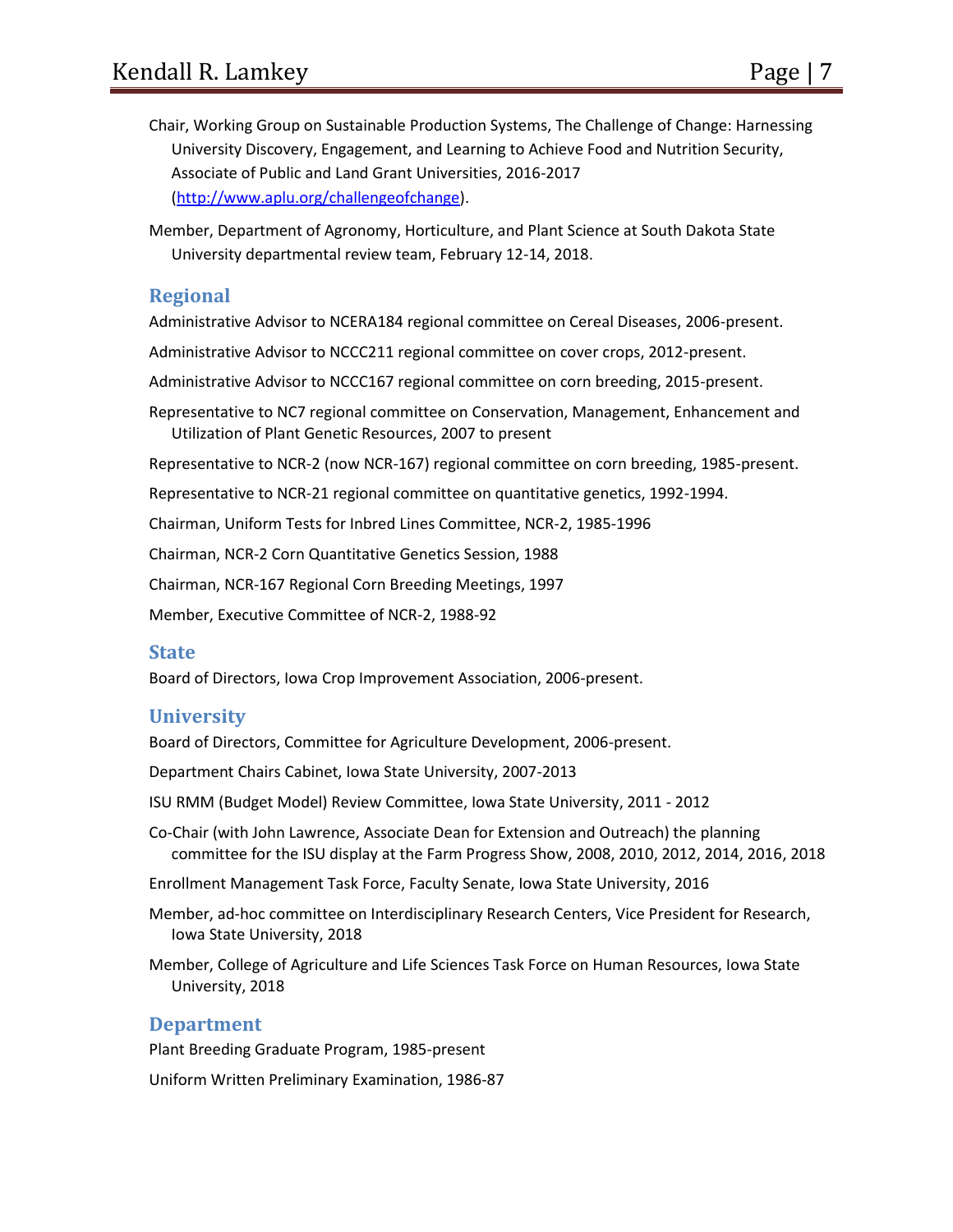Chair, Working Group on Sustainable Production Systems, The Challenge of Change: Harnessing University Discovery, Engagement, and Learning to Achieve Food and Nutrition Security, Associate of Public and Land Grant Universities, 2016-2017 (http://www.aplu.org/challengeofchange).

Member, Department of Agronomy, Horticulture, and Plant Science at South Dakota State University departmental review team, February 12-14, 2018.

## Regional

Administrative Advisor to NCERA184 regional committee on Cereal Diseases, 2006-present.

Administrative Advisor to NCCC211 regional committee on cover crops, 2012-present.

Administrative Advisor to NCCC167 regional committee on corn breeding, 2015-present.

Representative to NC7 regional committee on Conservation, Management, Enhancement and Utilization of Plant Genetic Resources, 2007 to present

Representative to NCR-2 (now NCR-167) regional committee on corn breeding, 1985-present.

Representative to NCR-21 regional committee on quantitative genetics, 1992-1994.

Chairman, Uniform Tests for Inbred Lines Committee, NCR-2, 1985-1996

Chairman, NCR-2 Corn Quantitative Genetics Session, 1988

Chairman, NCR-167 Regional Corn Breeding Meetings, 1997

Member, Executive Committee of NCR-2, 1988-92

## State

Board of Directors, Iowa Crop Improvement Association, 2006-present.

## University

Board of Directors, Committee for Agriculture Development, 2006-present.

Department Chairs Cabinet, Iowa State University, 2007-2013

ISU RMM (Budget Model) Review Committee, Iowa State University, 2011 - 2012

Co-Chair (with John Lawrence, Associate Dean for Extension and Outreach) the planning committee for the ISU display at the Farm Progress Show, 2008, 2010, 2012, 2014, 2016, 2018

Enrollment Management Task Force, Faculty Senate, Iowa State University, 2016

Member, ad-hoc committee on Interdisciplinary Research Centers, Vice President for Research, Iowa State University, 2018

Member, College of Agriculture and Life Sciences Task Force on Human Resources, Iowa State University, 2018

## Department

Plant Breeding Graduate Program, 1985-present

Uniform Written Preliminary Examination, 1986-87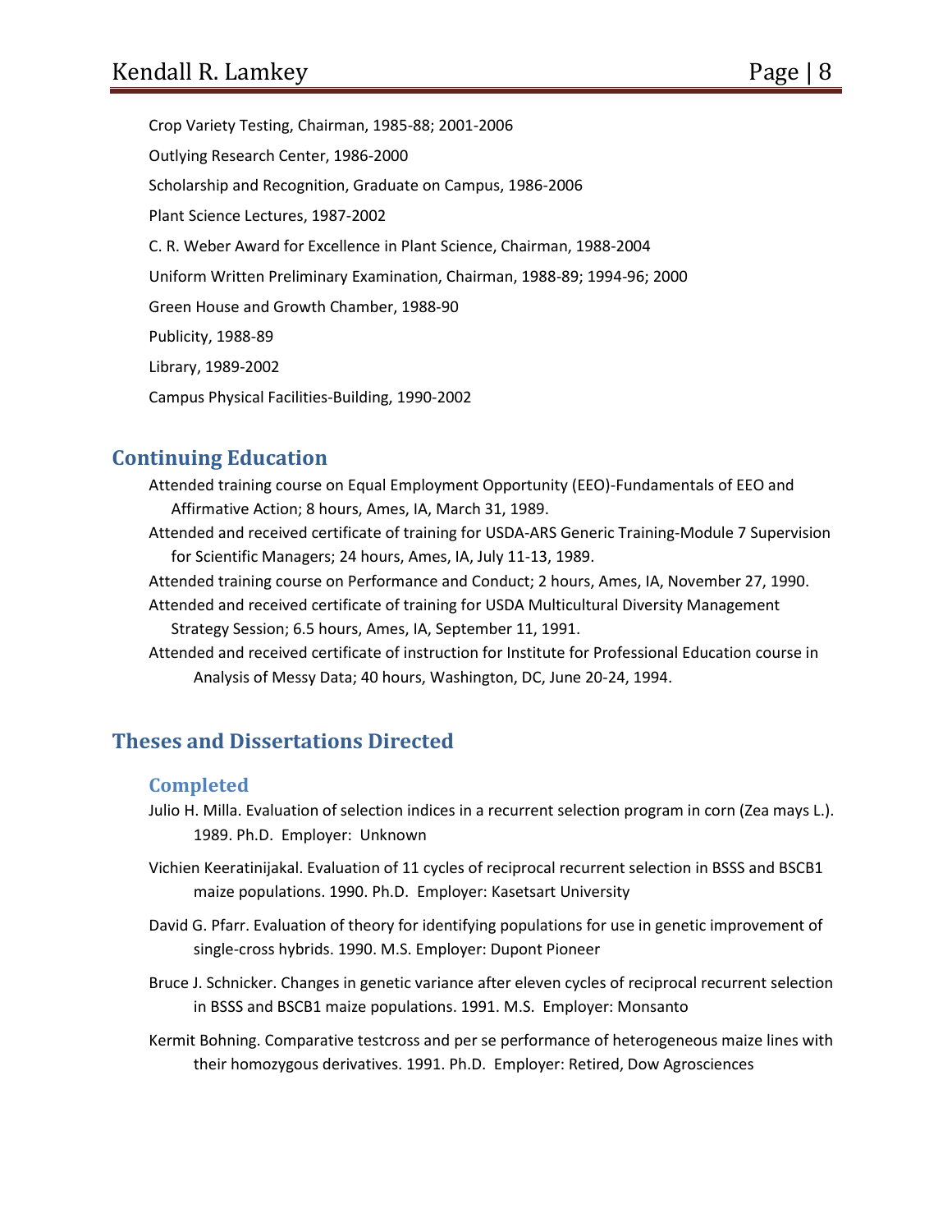Crop Variety Testing, Chairman, 1985-88; 2001-2006

Outlying Research Center, 1986-2000

Scholarship and Recognition, Graduate on Campus, 1986-2006

Plant Science Lectures, 1987-2002

C. R. Weber Award for Excellence in Plant Science, Chairman, 1988-2004

Uniform Written Preliminary Examination, Chairman, 1988-89; 1994-96; 2000

Green House and Growth Chamber, 1988-90

Publicity, 1988-89

Library, 1989-2002

Campus Physical Facilities-Building, 1990-2002

## Continuing Education

Attended training course on Equal Employment Opportunity (EEO)-Fundamentals of EEO and Affirmative Action; 8 hours, Ames, IA, March 31, 1989.

Attended and received certificate of training for USDA-ARS Generic Training-Module 7 Supervision for Scientific Managers; 24 hours, Ames, IA, July 11-13, 1989.

Attended training course on Performance and Conduct; 2 hours, Ames, IA, November 27, 1990.

Attended and received certificate of training for USDA Multicultural Diversity Management Strategy Session; 6.5 hours, Ames, IA, September 11, 1991.

Attended and received certificate of instruction for Institute for Professional Education course in Analysis of Messy Data; 40 hours, Washington, DC, June 20-24, 1994.

## Theses and Dissertations Directed

### Completed

Julio H. Milla. Evaluation of selection indices in a recurrent selection program in corn (Zea mays L.). 1989. Ph.D. Employer: Unknown

Vichien Keeratinijakal. Evaluation of 11 cycles of reciprocal recurrent selection in BSSS and BSCB1 maize populations. 1990. Ph.D. Employer: Kasetsart University

David G. Pfarr. Evaluation of theory for identifying populations for use in genetic improvement of single-cross hybrids. 1990. M.S. Employer: Dupont Pioneer

Bruce J. Schnicker. Changes in genetic variance after eleven cycles of reciprocal recurrent selection in BSSS and BSCB1 maize populations. 1991. M.S. Employer: Monsanto

Kermit Bohning. Comparative testcross and per se performance of heterogeneous maize lines with their homozygous derivatives. 1991. Ph.D. Employer: Retired, Dow Agrosciences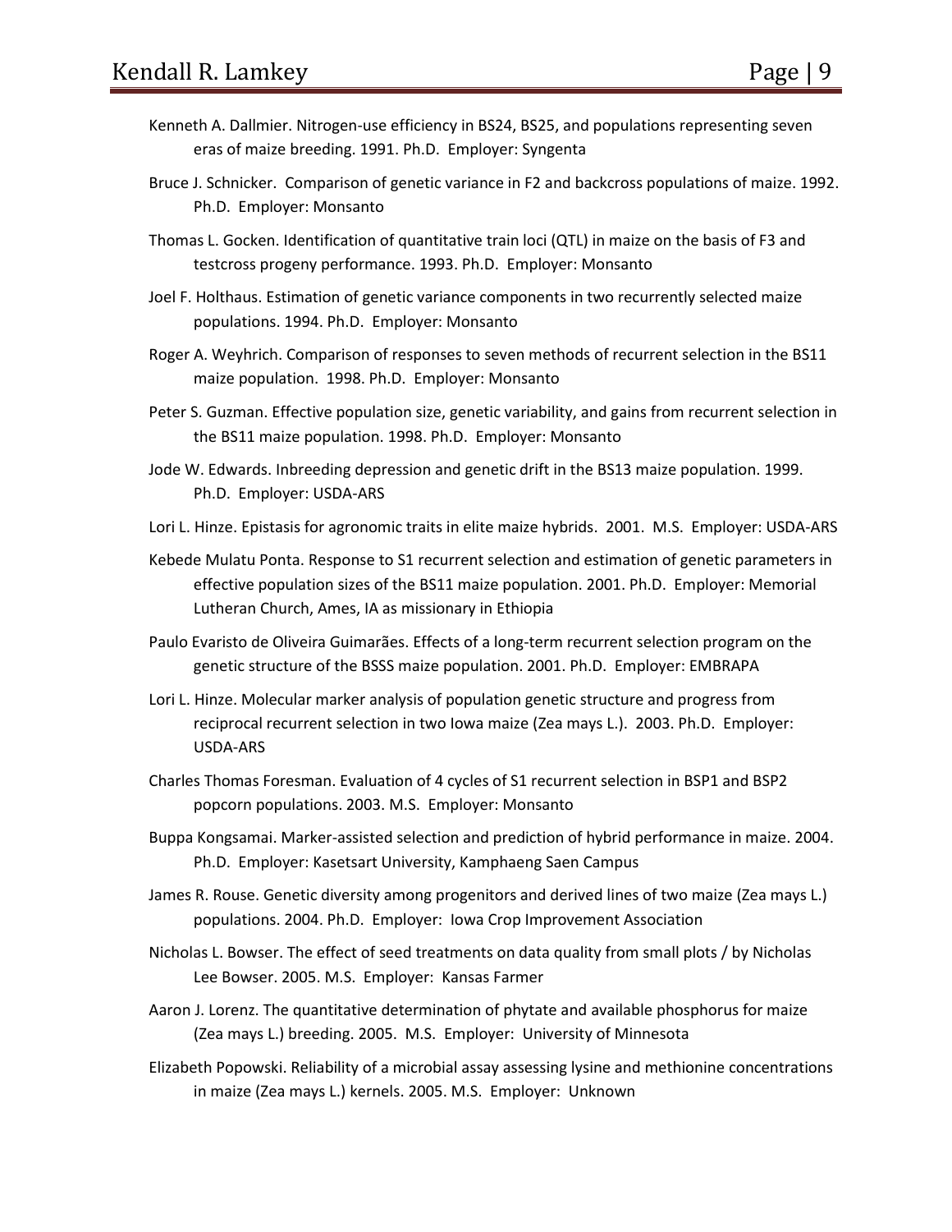Kenneth A. Dallmier. Nitrogen-use efficiency in BS24, BS25, and populations representing seven eras of maize breeding. 1991. Ph.D. Employer: Syngenta

Bruce J. Schnicker. Comparison of genetic variance in F2 and backcross populations of maize. 1992. Ph.D. Employer: Monsanto

Thomas L. Gocken. Identification of quantitative train loci (QTL) in maize on the basis of F3 and testcross progeny performance. 1993. Ph.D. Employer: Monsanto

Joel F. Holthaus. Estimation of genetic variance components in two recurrently selected maize populations. 1994. Ph.D. Employer: Monsanto

Roger A. Weyhrich. Comparison of responses to seven methods of recurrent selection in the BS11 maize population. 1998. Ph.D. Employer: Monsanto

Peter S. Guzman. Effective population size, genetic variability, and gains from recurrent selection in the BS11 maize population. 1998. Ph.D. Employer: Monsanto

Jode W. Edwards. Inbreeding depression and genetic drift in the BS13 maize population. 1999. Ph.D. Employer: USDA-ARS

Lori L. Hinze. Epistasis for agronomic traits in elite maize hybrids. 2001. M.S. Employer: USDA-ARS

Kebede Mulatu Ponta. Response to S1 recurrent selection and estimation of genetic parameters in effective population sizes of the BS11 maize population. 2001. Ph.D. Employer: Memorial Lutheran Church, Ames, IA as missionary in Ethiopia

Paulo Evaristo de Oliveira Guimarães. Effects of a long-term recurrent selection program on the genetic structure of the BSSS maize population. 2001. Ph.D. Employer: EMBRAPA

Lori L. Hinze. Molecular marker analysis of population genetic structure and progress from reciprocal recurrent selection in two Iowa maize (Zea mays L.). 2003. Ph.D. Employer: USDA-ARS

Charles Thomas Foresman. Evaluation of 4 cycles of S1 recurrent selection in BSP1 and BSP2 popcorn populations. 2003. M.S. Employer: Monsanto

Buppa Kongsamai. Marker-assisted selection and prediction of hybrid performance in maize. 2004. Ph.D. Employer: Kasetsart University, Kamphaeng Saen Campus

James R. Rouse. Genetic diversity among progenitors and derived lines of two maize (Zea mays L.) populations. 2004. Ph.D. Employer: Iowa Crop Improvement Association

Nicholas L. Bowser. The effect of seed treatments on data quality from small plots / by Nicholas Lee Bowser. 2005. M.S. Employer: Kansas Farmer

Aaron J. Lorenz. The quantitative determination of phytate and available phosphorus for maize (Zea mays L.) breeding. 2005. M.S. Employer: University of Minnesota

Elizabeth Popowski. Reliability of a microbial assay assessing lysine and methionine concentrations in maize (Zea mays L.) kernels. 2005. M.S. Employer: Unknown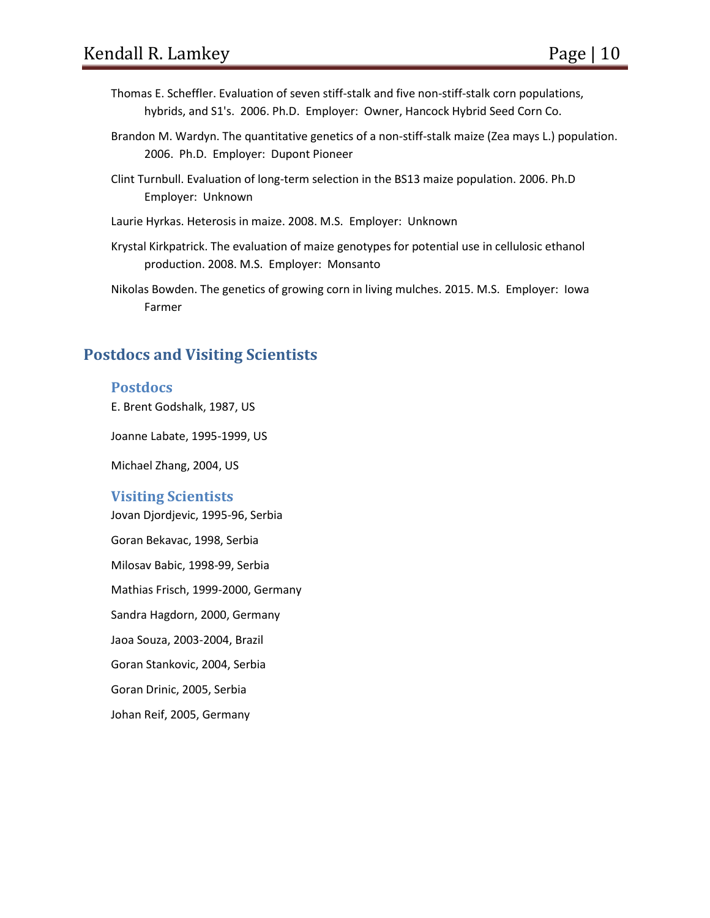Thomas E. Scheffler. Evaluation of seven stiff-stalk and five non-stiff-stalk corn populations, hybrids, and S1's. 2006. Ph.D. Employer: Owner, Hancock Hybrid Seed Corn Co.

Brandon M. Wardyn. The quantitative genetics of a non-stiff-stalk maize (Zea mays L.) population. 2006. Ph.D. Employer: Dupont Pioneer

Clint Turnbull. Evaluation of long-term selection in the BS13 maize population. 2006. Ph.D Employer: Unknown

Laurie Hyrkas. Heterosis in maize. 2008. M.S. Employer: Unknown

Krystal Kirkpatrick. The evaluation of maize genotypes for potential use in cellulosic ethanol production. 2008. M.S. Employer: Monsanto

Nikolas Bowden. The genetics of growing corn in living mulches. 2015. M.S. Employer: Iowa Farmer

## Postdocs and Visiting Scientists

### Postdocs

E. Brent Godshalk, 1987, US

Joanne Labate, 1995-1999, US

Michael Zhang, 2004, US

### Visiting Scientists

Jovan Djordjevic, 1995-96, Serbia

Goran Bekavac, 1998, Serbia

Milosav Babic, 1998-99, Serbia

Mathias Frisch, 1999-2000, Germany

Sandra Hagdorn, 2000, Germany

Jaoa Souza, 2003-2004, Brazil

Goran Stankovic, 2004, Serbia

Goran Drinic, 2005, Serbia

Johan Reif, 2005, Germany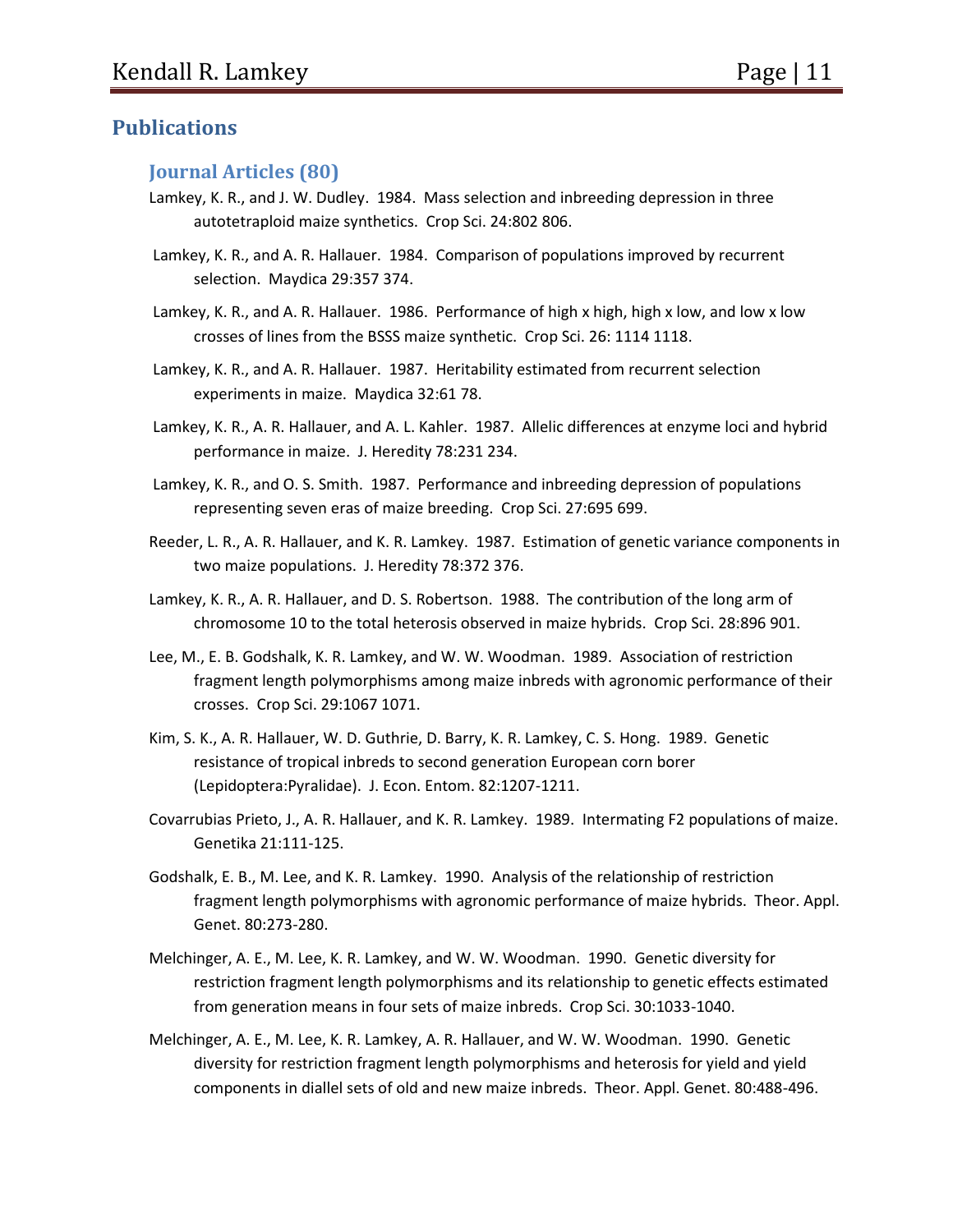## Publications

### Journal Articles (80)

Lamkey, K. R., and J. W. Dudley. 1984. Mass selection and inbreeding depression in three autotetraploid maize synthetics. Crop Sci. 24:802 806.

Lamkey, K. R., and A. R. Hallauer. 1984. Comparison of populations improved by recurrent selection. Maydica 29:357 374.

Lamkey, K. R., and A. R. Hallauer. 1986. Performance of high x high, high x low, and low x low crosses of lines from the BSSS maize synthetic. Crop Sci. 26: 1114 1118.

Lamkey, K. R., and A. R. Hallauer. 1987. Heritability estimated from recurrent selection experiments in maize. Maydica 32:61 78.

Lamkey, K. R., A. R. Hallauer, and A. L. Kahler. 1987. Allelic differences at enzyme loci and hybrid performance in maize. J. Heredity 78:231 234.

Lamkey, K. R., and O. S. Smith. 1987. Performance and inbreeding depression of populations representing seven eras of maize breeding. Crop Sci. 27:695 699.

Reeder, L. R., A. R. Hallauer, and K. R. Lamkey. 1987. Estimation of genetic variance components in two maize populations. J. Heredity 78:372 376.

Lamkey, K. R., A. R. Hallauer, and D. S. Robertson. 1988. The contribution of the long arm of chromosome 10 to the total heterosis observed in maize hybrids. Crop Sci. 28:896 901.

Lee, M., E. B. Godshalk, K. R. Lamkey, and W. W. Woodman. 1989. Association of restriction fragment length polymorphisms among maize inbreds with agronomic performance of their crosses. Crop Sci. 29:1067 1071.

Kim, S. K., A. R. Hallauer, W. D. Guthrie, D. Barry, K. R. Lamkey, C. S. Hong. 1989. Genetic resistance of tropical inbreds to second generation European corn borer (Lepidoptera:Pyralidae). J. Econ. Entom. 82:1207-1211.

Covarrubias Prieto, J., A. R. Hallauer, and K. R. Lamkey. 1989. Intermating F2 populations of maize. Genetika 21:111-125.

Godshalk, E. B., M. Lee, and K. R. Lamkey. 1990. Analysis of the relationship of restriction fragment length polymorphisms with agronomic performance of maize hybrids. Theor. Appl. Genet. 80:273-280.

Melchinger, A. E., M. Lee, K. R. Lamkey, and W. W. Woodman. 1990. Genetic diversity for restriction fragment length polymorphisms and its relationship to genetic effects estimated from generation means in four sets of maize inbreds. Crop Sci. 30:1033-1040.

Melchinger, A. E., M. Lee, K. R. Lamkey, A. R. Hallauer, and W. W. Woodman. 1990. Genetic diversity for restriction fragment length polymorphisms and heterosis for yield and yield components in diallel sets of old and new maize inbreds. Theor. Appl. Genet. 80:488-496.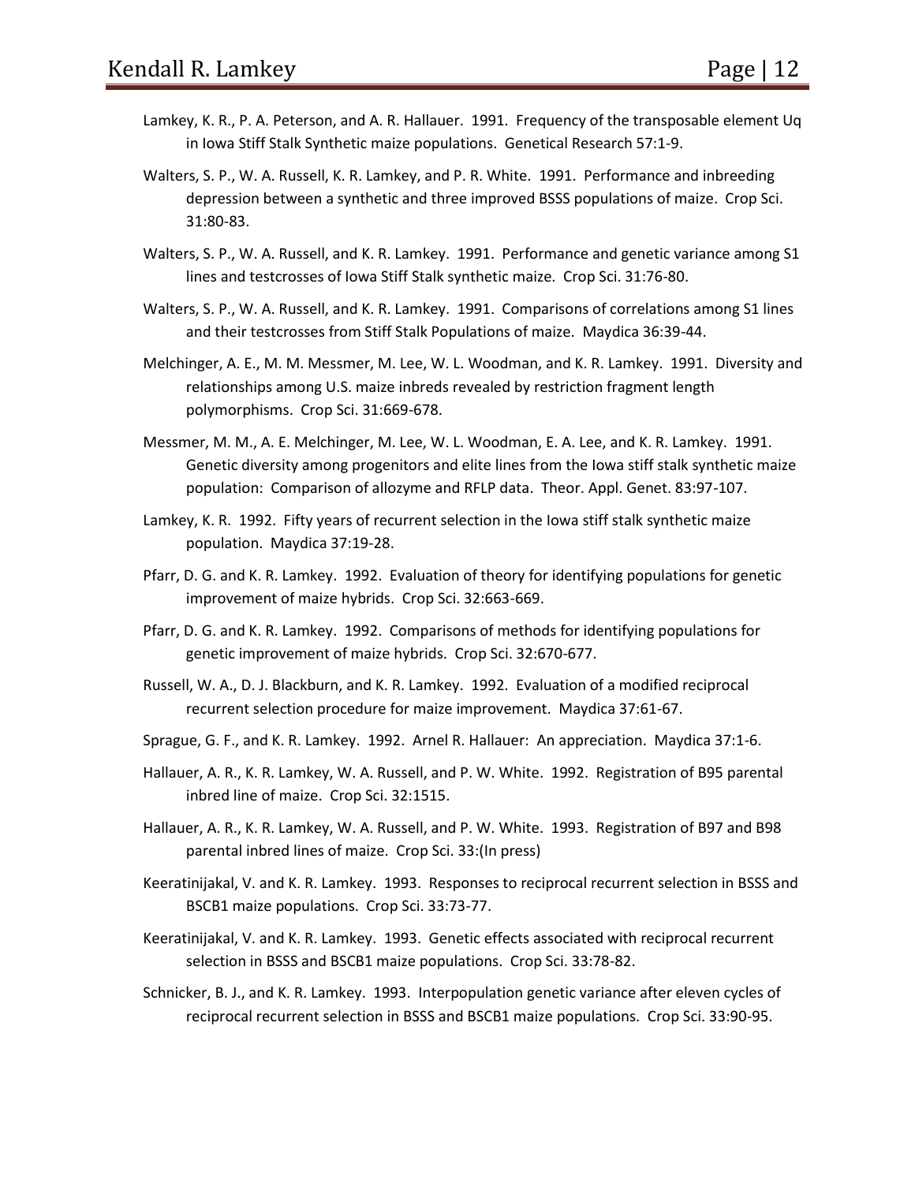Lamkey, K. R., P. A. Peterson, and A. R. Hallauer. 1991. Frequency of the transposable element Uq in Iowa Stiff Stalk Synthetic maize populations. Genetical Research 57:1-9.

Walters, S. P., W. A. Russell, K. R. Lamkey, and P. R. White. 1991. Performance and inbreeding depression between a synthetic and three improved BSSS populations of maize. Crop Sci. 31:80-83.

Walters, S. P., W. A. Russell, and K. R. Lamkey. 1991. Performance and genetic variance among S1 lines and testcrosses of Iowa Stiff Stalk synthetic maize. Crop Sci. 31:76-80.

Walters, S. P., W. A. Russell, and K. R. Lamkey. 1991. Comparisons of correlations among S1 lines and their testcrosses from Stiff Stalk Populations of maize. Maydica 36:39-44.

Melchinger, A. E., M. M. Messmer, M. Lee, W. L. Woodman, and K. R. Lamkey. 1991. Diversity and relationships among U.S. maize inbreds revealed by restriction fragment length polymorphisms. Crop Sci. 31:669-678.

Messmer, M. M., A. E. Melchinger, M. Lee, W. L. Woodman, E. A. Lee, and K. R. Lamkey. 1991. Genetic diversity among progenitors and elite lines from the Iowa stiff stalk synthetic maize population: Comparison of allozyme and RFLP data. Theor. Appl. Genet. 83:97-107.

Lamkey, K. R. 1992. Fifty years of recurrent selection in the Iowa stiff stalk synthetic maize population. Maydica 37:19-28.

Pfarr, D. G. and K. R. Lamkey. 1992. Evaluation of theory for identifying populations for genetic improvement of maize hybrids. Crop Sci. 32:663-669.

Pfarr, D. G. and K. R. Lamkey. 1992. Comparisons of methods for identifying populations for genetic improvement of maize hybrids. Crop Sci. 32:670-677.

Russell, W. A., D. J. Blackburn, and K. R. Lamkey. 1992. Evaluation of a modified reciprocal recurrent selection procedure for maize improvement. Maydica 37:61-67.

Sprague, G. F., and K. R. Lamkey. 1992. Arnel R. Hallauer: An appreciation. Maydica 37:1-6.

Hallauer, A. R., K. R. Lamkey, W. A. Russell, and P. W. White. 1992. Registration of B95 parental inbred line of maize. Crop Sci. 32:1515.

Hallauer, A. R., K. R. Lamkey, W. A. Russell, and P. W. White. 1993. Registration of B97 and B98 parental inbred lines of maize. Crop Sci. 33:(In press)

Keeratinijakal, V. and K. R. Lamkey. 1993. Responses to reciprocal recurrent selection in BSSS and BSCB1 maize populations. Crop Sci. 33:73-77.

Keeratinijakal, V. and K. R. Lamkey. 1993. Genetic effects associated with reciprocal recurrent selection in BSSS and BSCB1 maize populations. Crop Sci. 33:78-82.

Schnicker, B. J., and K. R. Lamkey. 1993. Interpopulation genetic variance after eleven cycles of reciprocal recurrent selection in BSSS and BSCB1 maize populations. Crop Sci. 33:90-95.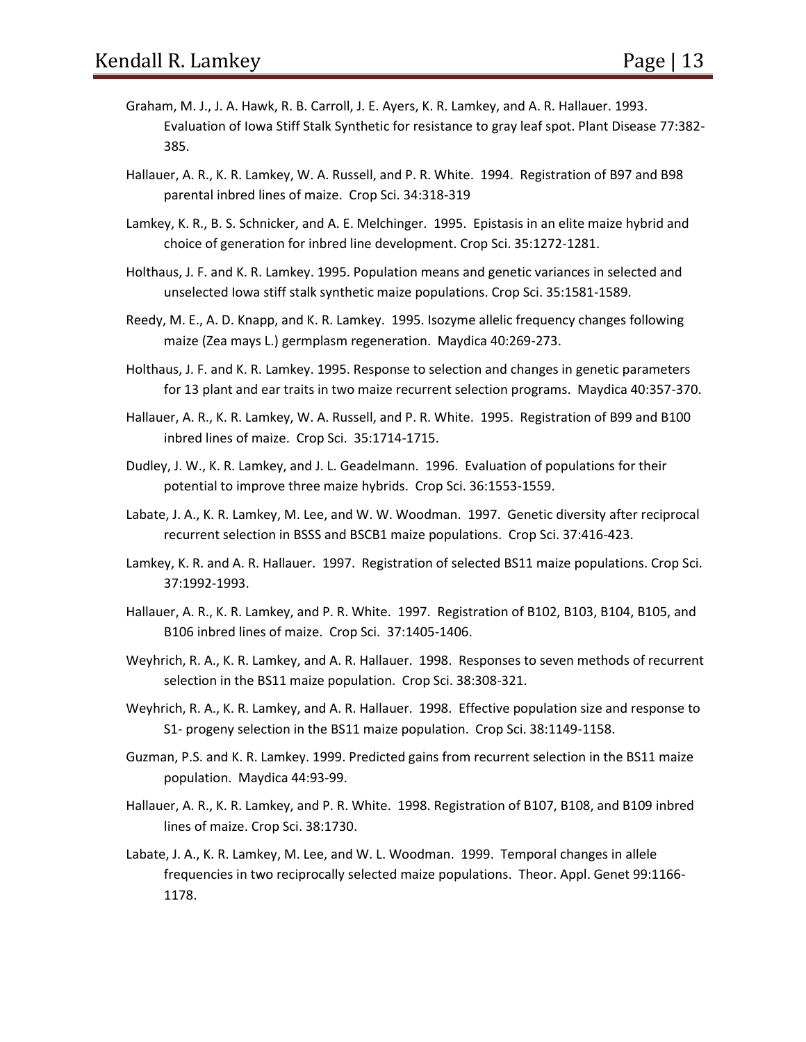Graham, M. J., J. A. Hawk, R. B. Carroll, J. E. Ayers, K. R. Lamkey, and A. R. Hallauer. 1993. Evaluation of Iowa Stiff Stalk Synthetic for resistance to gray leaf spot. Plant Disease 77:382-385.

Hallauer, A. R., K. R. Lamkey, W. A. Russell, and P. R. White. 1994. Registration of B97 and B98 parental inbred lines of maize. Crop Sci. 34:318-319

Lamkey, K. R., B. S. Schnicker, and A. E. Melchinger. 1995. Epistasis in an elite maize hybrid and choice of generation for inbred line development. Crop Sci. 35:1272-1281.

Holthaus, J. F. and K. R. Lamkey. 1995. Population means and genetic variances in selected and unselected Iowa stiff stalk synthetic maize populations. Crop Sci. 35:1581-1589.

Reedy, M. E., A. D. Knapp, and K. R. Lamkey. 1995. Isozyme allelic frequency changes following maize (Zea mays L.) germplasm regeneration. Maydica 40:269-273.

Holthaus, J. F. and K. R. Lamkey. 1995. Response to selection and changes in genetic parameters for 13 plant and ear traits in two maize recurrent selection programs. Maydica 40:357-370.

Hallauer, A. R., K. R. Lamkey, W. A. Russell, and P. R. White. 1995. Registration of B99 and B100 inbred lines of maize. Crop Sci. 35:1714-1715.

Dudley, J. W., K. R. Lamkey, and J. L. Geadelmann. 1996. Evaluation of populations for their potential to improve three maize hybrids. Crop Sci. 36:1553-1559.

Labate, J. A., K. R. Lamkey, M. Lee, and W. W. Woodman. 1997. Genetic diversity after reciprocal recurrent selection in BSSS and BSCB1 maize populations. Crop Sci. 37:416-423.

Lamkey, K. R. and A. R. Hallauer. 1997. Registration of selected BS11 maize populations. Crop Sci. 37:1992-1993.

Hallauer, A. R., K. R. Lamkey, and P. R. White. 1997. Registration of B102, B103, B104, B105, and B106 inbred lines of maize. Crop Sci. 37:1405-1406.

Weyhrich, R. A., K. R. Lamkey, and A. R. Hallauer. 1998. Responses to seven methods of recurrent selection in the BS11 maize population. Crop Sci. 38:308-321.

Weyhrich, R. A., K. R. Lamkey, and A. R. Hallauer. 1998. Effective population size and response to S1- progeny selection in the BS11 maize population. Crop Sci. 38:1149-1158.

Guzman, P.S. and K. R. Lamkey. 1999. Predicted gains from recurrent selection in the BS11 maize population. Maydica 44:93-99.

Hallauer, A. R., K. R. Lamkey, and P. R. White. 1998. Registration of B107, B108, and B109 inbred lines of maize. Crop Sci. 38:1730.

Labate, J. A., K. R. Lamkey, M. Lee, and W. L. Woodman. 1999. Temporal changes in allele frequencies in two reciprocally selected maize populations. Theor. Appl. Genet 99:1166-1178.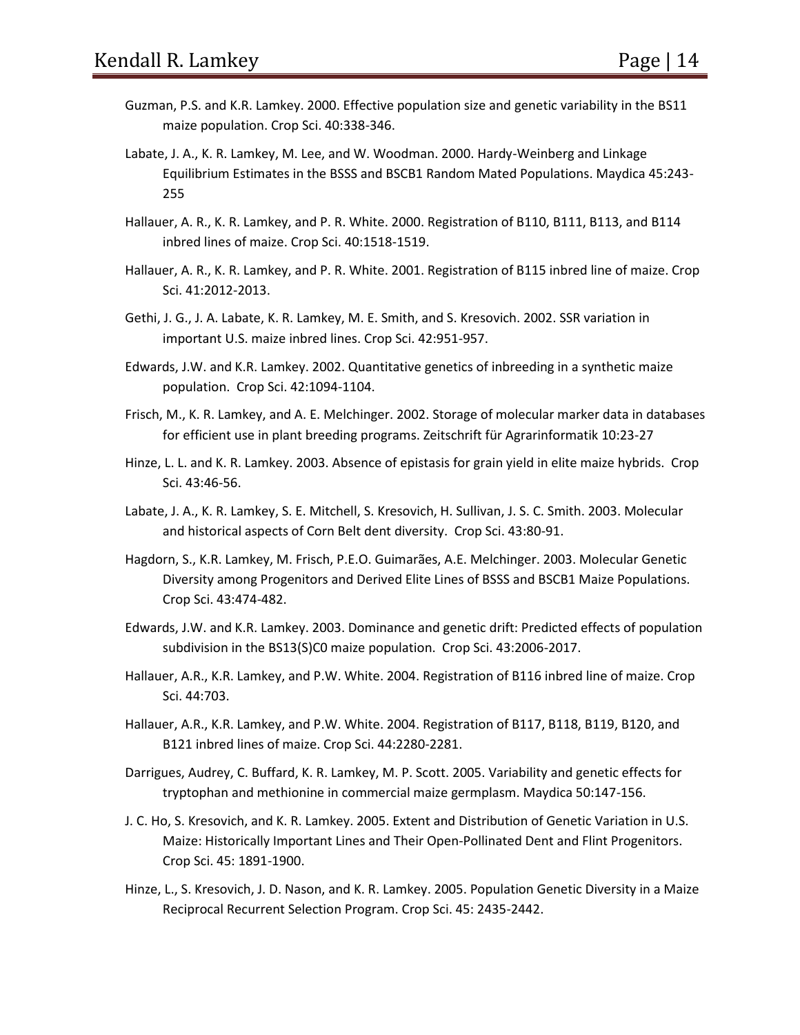Guzman, P.S. and K.R. Lamkey. 2000. Effective population size and genetic variability in the BS11 maize population. Crop Sci. 40:338-346.

Labate, J. A., K. R. Lamkey, M. Lee, and W. Woodman. 2000. Hardy-Weinberg and Linkage Equilibrium Estimates in the BSSS and BSCB1 Random Mated Populations. Maydica 45:243-255

Hallauer, A. R., K. R. Lamkey, and P. R. White. 2000. Registration of B110, B111, B113, and B114 inbred lines of maize. Crop Sci. 40:1518-1519.

Hallauer, A. R., K. R. Lamkey, and P. R. White. 2001. Registration of B115 inbred line of maize. Crop Sci. 41:2012-2013.

Gethi, J. G., J. A. Labate, K. R. Lamkey, M. E. Smith, and S. Kresovich. 2002. SSR variation in important U.S. maize inbred lines. Crop Sci. 42:951-957.

Edwards, J.W. and K.R. Lamkey. 2002. Quantitative genetics of inbreeding in a synthetic maize population. Crop Sci. 42:1094-1104.

Frisch, M., K. R. Lamkey, and A. E. Melchinger. 2002. Storage of molecular marker data in databases for efficient use in plant breeding programs. Zeitschrift für Agrarinformatik 10:23-27

Hinze, L. L. and K. R. Lamkey. 2003. Absence of epistasis for grain yield in elite maize hybrids. Crop Sci. 43:46-56.

Labate, J. A., K. R. Lamkey, S. E. Mitchell, S. Kresovich, H. Sullivan, J. S. C. Smith. 2003. Molecular and historical aspects of Corn Belt dent diversity. Crop Sci. 43:80-91.

Hagdorn, S., K.R. Lamkey, M. Frisch, P.E.O. Guimarães, A.E. Melchinger. 2003. Molecular Genetic Diversity among Progenitors and Derived Elite Lines of BSSS and BSCB1 Maize Populations. Crop Sci. 43:474-482.

Edwards, J.W. and K.R. Lamkey. 2003. Dominance and genetic drift: Predicted effects of population subdivision in the BS13(S)C0 maize population. Crop Sci. 43:2006-2017.

Hallauer, A.R., K.R. Lamkey, and P.W. White. 2004. Registration of B116 inbred line of maize. Crop Sci. 44:703.

Hallauer, A.R., K.R. Lamkey, and P.W. White. 2004. Registration of B117, B118, B119, B120, and B121 inbred lines of maize. Crop Sci. 44:2280-2281.

Darrigues, Audrey, C. Buffard, K. R. Lamkey, M. P. Scott. 2005. Variability and genetic effects for tryptophan and methionine in commercial maize germplasm. Maydica 50:147-156.

J. C. Ho, S. Kresovich, and K. R. Lamkey. 2005. Extent and Distribution of Genetic Variation in U.S. Maize: Historically Important Lines and Their Open-Pollinated Dent and Flint Progenitors. Crop Sci. 45: 1891-1900.

Hinze, L., S. Kresovich, J. D. Nason, and K. R. Lamkey. 2005. Population Genetic Diversity in a Maize Reciprocal Recurrent Selection Program. Crop Sci. 45: 2435-2442.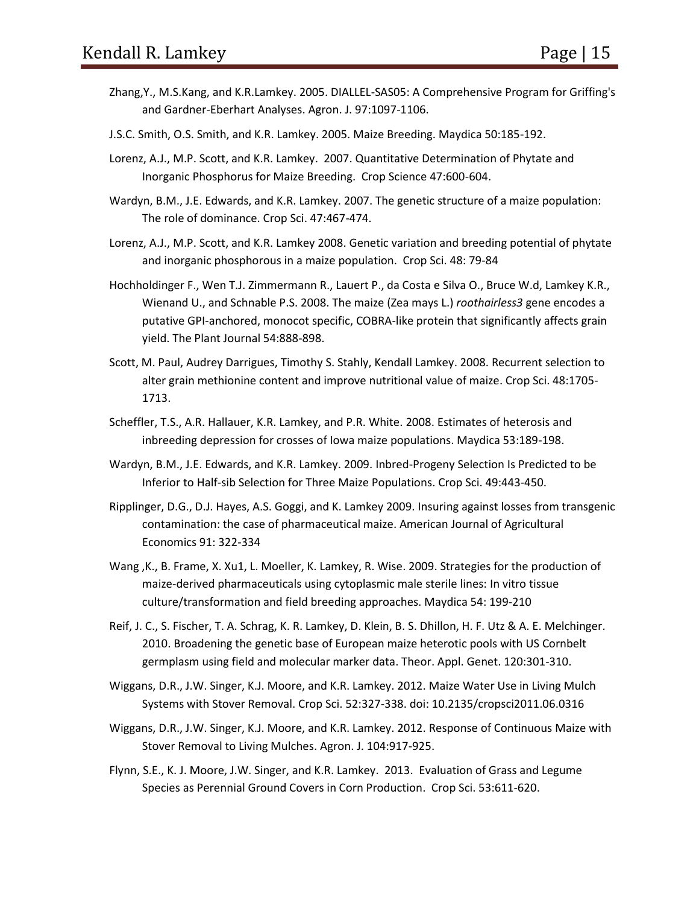Zhang,Y., M.S.Kang, and K.R.Lamkey. 2005. DIALLEL-SAS05: A Comprehensive Program for Griffing's and Gardner-Eberhart Analyses. Agron. J. 97:1097-1106.

J.S.C. Smith, O.S. Smith, and K.R. Lamkey. 2005. Maize Breeding. Maydica 50:185-192.

Lorenz, A.J., M.P. Scott, and K.R. Lamkey. 2007. Quantitative Determination of Phytate and Inorganic Phosphorus for Maize Breeding. Crop Science 47:600-604.

Wardyn, B.M., J.E. Edwards, and K.R. Lamkey. 2007. The genetic structure of a maize population: The role of dominance. Crop Sci. 47:467-474.

Lorenz, A.J., M.P. Scott, and K.R. Lamkey 2008. Genetic variation and breeding potential of phytate and inorganic phosphorous in a maize population. Crop Sci. 48: 79-84

Hochholdinger F., Wen T.J. Zimmermann R., Lauert P., da Costa e Silva O., Bruce W.d, Lamkey K.R., Wienand U., and Schnable P.S. 2008. The maize (Zea mays L.) *roothairless3* gene encodes a putative GPI-anchored, monocot specific, COBRA-like protein that significantly affects grain yield. The Plant Journal 54:888-898.

Scott, M. Paul, Audrey Darrigues, Timothy S. Stahly, Kendall Lamkey. 2008. Recurrent selection to alter grain methionine content and improve nutritional value of maize. Crop Sci. 48:1705-1713.

Scheffler, T.S., A.R. Hallauer, K.R. Lamkey, and P.R. White. 2008. Estimates of heterosis and inbreeding depression for crosses of Iowa maize populations. Maydica 53:189-198.

Wardyn, B.M., J.E. Edwards, and K.R. Lamkey. 2009. Inbred-Progeny Selection Is Predicted to be Inferior to Half-sib Selection for Three Maize Populations. Crop Sci. 49:443-450.

Ripplinger, D.G., D.J. Hayes, A.S. Goggi, and K. Lamkey 2009. Insuring against losses from transgenic contamination: the case of pharmaceutical maize. American Journal of Agricultural Economics 91: 322-334

Wang ,K., B. Frame, X. Xu1, L. Moeller, K. Lamkey, R. Wise. 2009. Strategies for the production of maize-derived pharmaceuticals using cytoplasmic male sterile lines: In vitro tissue culture/transformation and field breeding approaches. Maydica 54: 199-210

Reif, J. C., S. Fischer, T. A. Schrag, K. R. Lamkey, D. Klein, B. S. Dhillon, H. F. Utz & A. E. Melchinger. 2010. Broadening the genetic base of European maize heterotic pools with US Cornbelt germplasm using field and molecular marker data. Theor. Appl. Genet. 120:301-310.

Wiggans, D.R., J.W. Singer, K.J. Moore, and K.R. Lamkey. 2012. Maize Water Use in Living Mulch Systems with Stover Removal. Crop Sci. 52:327-338. doi: 10.2135/cropsci2011.06.0316

Wiggans, D.R., J.W. Singer, K.J. Moore, and K.R. Lamkey. 2012. Response of Continuous Maize with Stover Removal to Living Mulches. Agron. J. 104:917-925.

Flynn, S.E., K. J. Moore, J.W. Singer, and K.R. Lamkey. 2013. Evaluation of Grass and Legume Species as Perennial Ground Covers in Corn Production. Crop Sci. 53:611-620.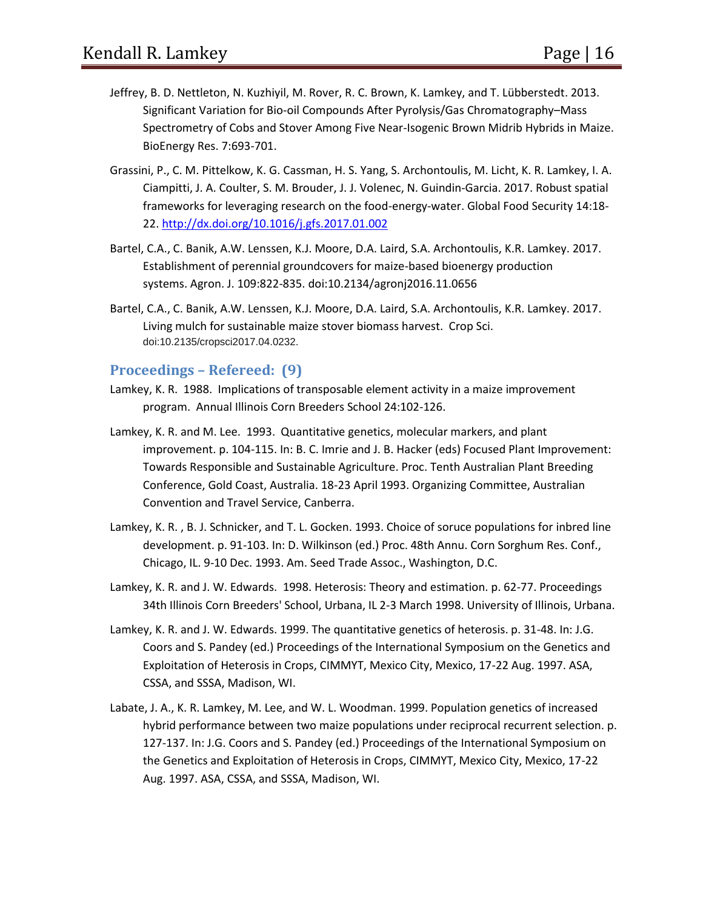Jeffrey, B. D. Nettleton, N. Kuzhiyil, M. Rover, R. C. Brown, K. Lamkey, and T. Lübberstedt. 2013. Significant Variation for Bio-oil Compounds After Pyrolysis/Gas Chromatography–Mass Spectrometry of Cobs and Stover Among Five Near-Isogenic Brown Midrib Hybrids in Maize. BioEnergy Res. 7:693-701.

Grassini, P., C. M. Pittelkow, K. G. Cassman, H. S. Yang, S. Archontoulis, M. Licht, K. R. Lamkey, I. A. Ciampitti, J. A. Coulter, S. M. Brouder, J. J. Volenec, N. Guindin-Garcia. 2017. Robust spatial frameworks for leveraging research on the food-energy-water. Global Food Security 14:18-22. http://dx.doi.org/10.1016/j.gfs.2017.01.002

Bartel, C.A., C. Banik, A.W. Lenssen, K.J. Moore, D.A. Laird, S.A. Archontoulis, K.R. Lamkey. 2017. Establishment of perennial groundcovers for maize-based bioenergy production systems. Agron. J. 109:822-835. doi:10.2134/agronj2016.11.0656

Bartel, C.A., C. Banik, A.W. Lenssen, K.J. Moore, D.A. Laird, S.A. Archontoulis, K.R. Lamkey. 2017. Living mulch for sustainable maize stover biomass harvest. Crop Sci. doi:10.2135/cropsci2017.04.0232.

## Proceedings – Refereed: (9)

Lamkey, K. R. 1988. Implications of transposable element activity in a maize improvement program. Annual Illinois Corn Breeders School 24:102-126.

Lamkey, K. R. and M. Lee. 1993. Quantitative genetics, molecular markers, and plant improvement. p. 104-115. In: B. C. Imrie and J. B. Hacker (eds) Focused Plant Improvement: Towards Responsible and Sustainable Agriculture. Proc. Tenth Australian Plant Breeding Conference, Gold Coast, Australia. 18-23 April 1993. Organizing Committee, Australian Convention and Travel Service, Canberra.

Lamkey, K. R. , B. J. Schnicker, and T. L. Gocken. 1993. Choice of soruce populations for inbred line development. p. 91-103. In: D. Wilkinson (ed.) Proc. 48th Annu. Corn Sorghum Res. Conf., Chicago, IL. 9-10 Dec. 1993. Am. Seed Trade Assoc., Washington, D.C.

Lamkey, K. R. and J. W. Edwards. 1998. Heterosis: Theory and estimation. p. 62-77. Proceedings 34th Illinois Corn Breeders' School, Urbana, IL 2-3 March 1998. University of Illinois, Urbana.

Lamkey, K. R. and J. W. Edwards. 1999. The quantitative genetics of heterosis. p. 31-48. In: J.G. Coors and S. Pandey (ed.) Proceedings of the International Symposium on the Genetics and Exploitation of Heterosis in Crops, CIMMYT, Mexico City, Mexico, 17-22 Aug. 1997. ASA, CSSA, and SSSA, Madison, WI.

Labate, J. A., K. R. Lamkey, M. Lee, and W. L. Woodman. 1999. Population genetics of increased hybrid performance between two maize populations under reciprocal recurrent selection. p. 127-137. In: J.G. Coors and S. Pandey (ed.) Proceedings of the International Symposium on the Genetics and Exploitation of Heterosis in Crops, CIMMYT, Mexico City, Mexico, 17-22 Aug. 1997. ASA, CSSA, and SSSA, Madison, WI.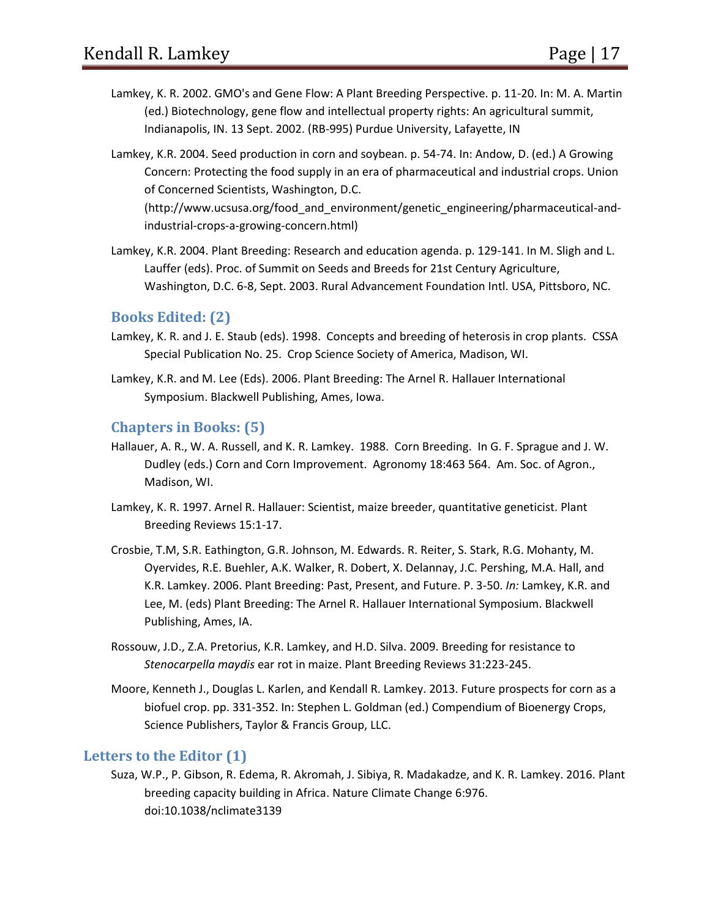Lamkey, K. R. 2002. GMO's and Gene Flow: A Plant Breeding Perspective. p. 11-20. In: M. A. Martin (ed.) Biotechnology, gene flow and intellectual property rights: An agricultural summit, Indianapolis, IN. 13 Sept. 2002. (RB-995) Purdue University, Lafayette, IN

Lamkey, K.R. 2004. Seed production in corn and soybean. p. 54-74. In: Andow, D. (ed.) A Growing Concern: Protecting the food supply in an era of pharmaceutical and industrial crops. Union of Concerned Scientists, Washington, D.C. (http://www.ucsusa.org/food_and_environment/genetic_engineering/pharmaceutical-and-industrial-crops-a-growing-concern.html)

Lamkey, K.R. 2004. Plant Breeding: Research and education agenda. p. 129-141. In M. Sligh and L. Lauffer (eds). Proc. of Summit on Seeds and Breeds for 21st Century Agriculture, Washington, D.C. 6-8, Sept. 2003. Rural Advancement Foundation Intl. USA, Pittsboro, NC.

### Books Edited: (2)

Lamkey, K. R. and J. E. Staub (eds). 1998. Concepts and breeding of heterosis in crop plants. CSSA Special Publication No. 25. Crop Science Society of America, Madison, WI.

Lamkey, K.R. and M. Lee (Eds). 2006. Plant Breeding: The Arnel R. Hallauer International Symposium. Blackwell Publishing, Ames, Iowa.

### Chapters in Books: (5)

Hallauer, A. R., W. A. Russell, and K. R. Lamkey. 1988. Corn Breeding. In G. F. Sprague and J. W. Dudley (eds.) Corn and Corn Improvement. Agronomy 18:463 564. Am. Soc. of Agron., Madison, WI.

Lamkey, K. R. 1997. Arnel R. Hallauer: Scientist, maize breeder, quantitative geneticist. Plant Breeding Reviews 15:1-17.

Crosbie, T.M, S.R. Eathington, G.R. Johnson, M. Edwards. R. Reiter, S. Stark, R.G. Mohanty, M. Oyervides, R.E. Buehler, A.K. Walker, R. Dobert, X. Delannay, J.C. Pershing, M.A. Hall, and K.R. Lamkey. 2006. Plant Breeding: Past, Present, and Future. P. 3-50. *In:* Lamkey, K.R. and Lee, M. (eds) Plant Breeding: The Arnel R. Hallauer International Symposium. Blackwell Publishing, Ames, IA.

Rossouw, J.D., Z.A. Pretorius, K.R. Lamkey, and H.D. Silva. 2009. Breeding for resistance to *Stenocarpella maydis* ear rot in maize. Plant Breeding Reviews 31:223-245.

Moore, Kenneth J., Douglas L. Karlen, and Kendall R. Lamkey. 2013. Future prospects for corn as a biofuel crop. pp. 331-352. In: Stephen L. Goldman (ed.) Compendium of Bioenergy Crops, Science Publishers, Taylor & Francis Group, LLC.

### Letters to the Editor (1)

Suza, W.P., P. Gibson, R. Edema, R. Akromah, J. Sibiya, R. Madakadze, and K. R. Lamkey. 2016. Plant breeding capacity building in Africa. Nature Climate Change 6:976. doi:10.1038/nclimate3139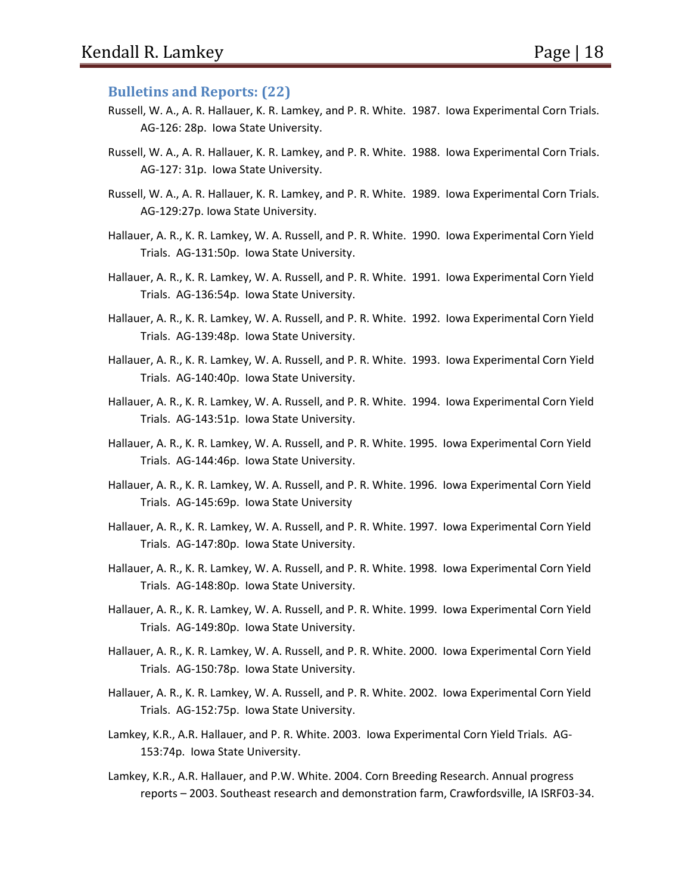### Bulletins and Reports: (22)

Russell, W. A., A. R. Hallauer, K. R. Lamkey, and P. R. White. 1987. Iowa Experimental Corn Trials. AG-126: 28p. Iowa State University.

Russell, W. A., A. R. Hallauer, K. R. Lamkey, and P. R. White. 1988. Iowa Experimental Corn Trials. AG-127: 31p. Iowa State University.

Russell, W. A., A. R. Hallauer, K. R. Lamkey, and P. R. White. 1989. Iowa Experimental Corn Trials. AG-129:27p. Iowa State University.

Hallauer, A. R., K. R. Lamkey, W. A. Russell, and P. R. White. 1990. Iowa Experimental Corn Yield Trials. AG-131:50p. Iowa State University.

Hallauer, A. R., K. R. Lamkey, W. A. Russell, and P. R. White. 1991. Iowa Experimental Corn Yield Trials. AG-136:54p. Iowa State University.

Hallauer, A. R., K. R. Lamkey, W. A. Russell, and P. R. White. 1992. Iowa Experimental Corn Yield Trials. AG-139:48p. Iowa State University.

Hallauer, A. R., K. R. Lamkey, W. A. Russell, and P. R. White. 1993. Iowa Experimental Corn Yield Trials. AG-140:40p. Iowa State University.

Hallauer, A. R., K. R. Lamkey, W. A. Russell, and P. R. White. 1994. Iowa Experimental Corn Yield Trials. AG-143:51p. Iowa State University.

Hallauer, A. R., K. R. Lamkey, W. A. Russell, and P. R. White. 1995. Iowa Experimental Corn Yield Trials. AG-144:46p. Iowa State University.

Hallauer, A. R., K. R. Lamkey, W. A. Russell, and P. R. White. 1996. Iowa Experimental Corn Yield Trials. AG-145:69p. Iowa State University

Hallauer, A. R., K. R. Lamkey, W. A. Russell, and P. R. White. 1997. Iowa Experimental Corn Yield Trials. AG-147:80p. Iowa State University.

Hallauer, A. R., K. R. Lamkey, W. A. Russell, and P. R. White. 1998. Iowa Experimental Corn Yield Trials. AG-148:80p. Iowa State University.

Hallauer, A. R., K. R. Lamkey, W. A. Russell, and P. R. White. 1999. Iowa Experimental Corn Yield Trials. AG-149:80p. Iowa State University.

Hallauer, A. R., K. R. Lamkey, W. A. Russell, and P. R. White. 2000. Iowa Experimental Corn Yield Trials. AG-150:78p. Iowa State University.

Hallauer, A. R., K. R. Lamkey, W. A. Russell, and P. R. White. 2002. Iowa Experimental Corn Yield Trials. AG-152:75p. Iowa State University.

Lamkey, K.R., A.R. Hallauer, and P. R. White. 2003. Iowa Experimental Corn Yield Trials. AG-153:74p. Iowa State University.

Lamkey, K.R., A.R. Hallauer, and P.W. White. 2004. Corn Breeding Research. Annual progress reports – 2003. Southeast research and demonstration farm, Crawfordsville, IA ISRF03-34.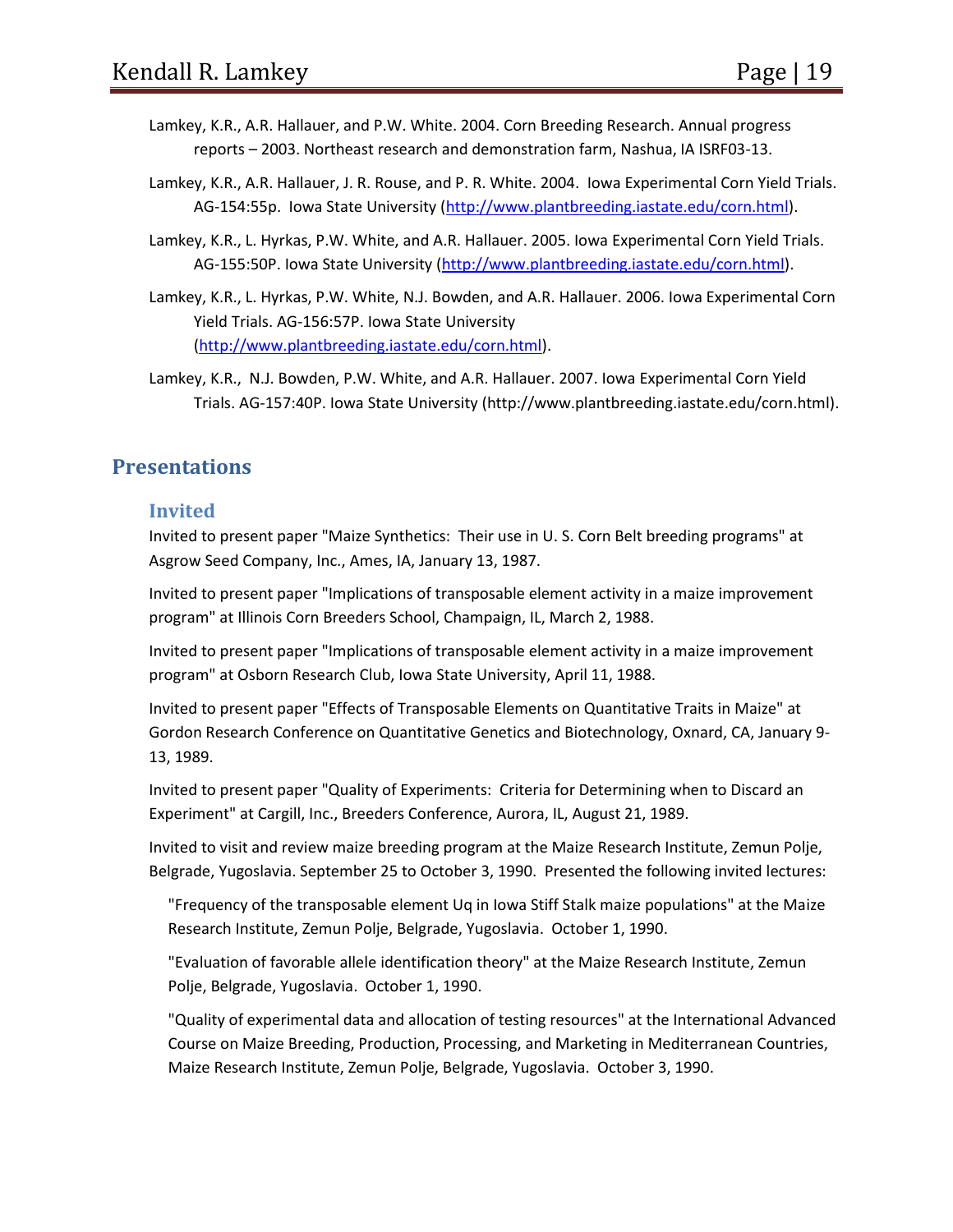Lamkey, K.R., A.R. Hallauer, and P.W. White. 2004. Corn Breeding Research. Annual progress reports – 2003. Northeast research and demonstration farm, Nashua, IA ISRF03-13.

Lamkey, K.R., A.R. Hallauer, J. R. Rouse, and P. R. White. 2004. Iowa Experimental Corn Yield Trials. AG-154:55p. Iowa State University (http://www.plantbreeding.iastate.edu/corn.html).

Lamkey, K.R., L. Hyrkas, P.W. White, and A.R. Hallauer. 2005. Iowa Experimental Corn Yield Trials. AG-155:50P. Iowa State University (http://www.plantbreeding.iastate.edu/corn.html).

Lamkey, K.R., L. Hyrkas, P.W. White, N.J. Bowden, and A.R. Hallauer. 2006. Iowa Experimental Corn Yield Trials. AG-156:57P. Iowa State University (http://www.plantbreeding.iastate.edu/corn.html).

Lamkey, K.R., N.J. Bowden, P.W. White, and A.R. Hallauer. 2007. Iowa Experimental Corn Yield Trials. AG-157:40P. Iowa State University (http://www.plantbreeding.iastate.edu/corn.html).

## Presentations

### Invited

Invited to present paper "Maize Synthetics: Their use in U. S. Corn Belt breeding programs" at Asgrow Seed Company, Inc., Ames, IA, January 13, 1987.

Invited to present paper "Implications of transposable element activity in a maize improvement program" at Illinois Corn Breeders School, Champaign, IL, March 2, 1988.

Invited to present paper "Implications of transposable element activity in a maize improvement program" at Osborn Research Club, Iowa State University, April 11, 1988.

Invited to present paper "Effects of Transposable Elements on Quantitative Traits in Maize" at Gordon Research Conference on Quantitative Genetics and Biotechnology, Oxnard, CA, January 9-13, 1989.

Invited to present paper "Quality of Experiments: Criteria for Determining when to Discard an Experiment" at Cargill, Inc., Breeders Conference, Aurora, IL, August 21, 1989.

Invited to visit and review maize breeding program at the Maize Research Institute, Zemun Polje, Belgrade, Yugoslavia. September 25 to October 3, 1990. Presented the following invited lectures:

"Frequency of the transposable element Uq in Iowa Stiff Stalk maize populations" at the Maize Research Institute, Zemun Polje, Belgrade, Yugoslavia. October 1, 1990.

"Evaluation of favorable allele identification theory" at the Maize Research Institute, Zemun Polje, Belgrade, Yugoslavia. October 1, 1990.

"Quality of experimental data and allocation of testing resources" at the International Advanced Course on Maize Breeding, Production, Processing, and Marketing in Mediterranean Countries, Maize Research Institute, Zemun Polje, Belgrade, Yugoslavia. October 3, 1990.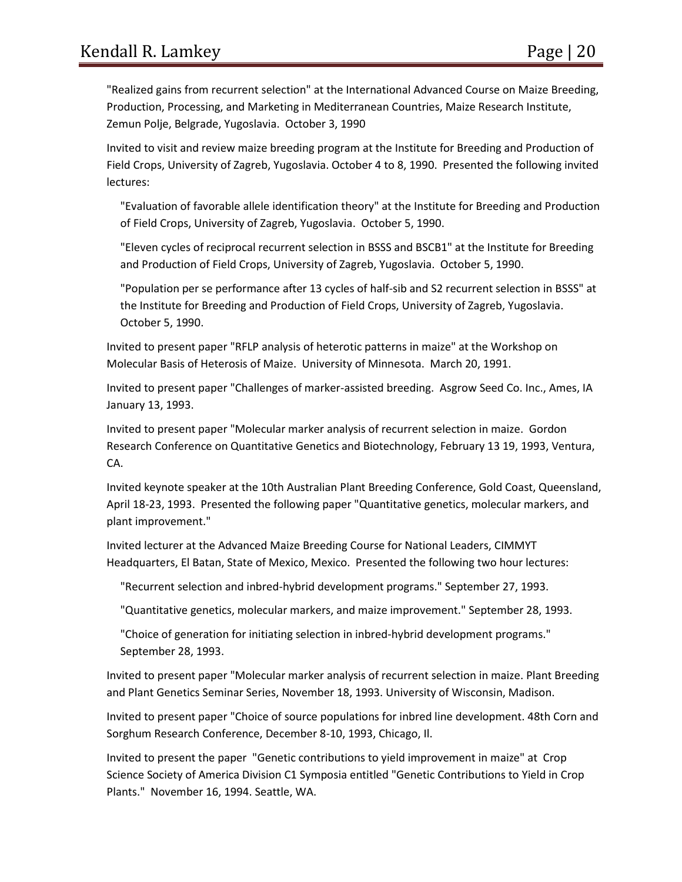"Realized gains from recurrent selection" at the International Advanced Course on Maize Breeding, Production, Processing, and Marketing in Mediterranean Countries, Maize Research Institute, Zemun Polje, Belgrade, Yugoslavia. October 3, 1990

Invited to visit and review maize breeding program at the Institute for Breeding and Production of Field Crops, University of Zagreb, Yugoslavia. October 4 to 8, 1990. Presented the following invited lectures:

> "Evaluation of favorable allele identification theory" at the Institute for Breeding and Production of Field Crops, University of Zagreb, Yugoslavia. October 5, 1990.
>
> "Eleven cycles of reciprocal recurrent selection in BSSS and BSCB1" at the Institute for Breeding and Production of Field Crops, University of Zagreb, Yugoslavia. October 5, 1990.
>
> "Population per se performance after 13 cycles of half-sib and S2 recurrent selection in BSSS" at the Institute for Breeding and Production of Field Crops, University of Zagreb, Yugoslavia. October 5, 1990.

Invited to present paper "RFLP analysis of heterotic patterns in maize" at the Workshop on Molecular Basis of Heterosis of Maize. University of Minnesota. March 20, 1991.

Invited to present paper "Challenges of marker-assisted breeding. Asgrow Seed Co. Inc., Ames, IA January 13, 1993.

Invited to present paper "Molecular marker analysis of recurrent selection in maize. Gordon Research Conference on Quantitative Genetics and Biotechnology, February 13 19, 1993, Ventura, CA.

Invited keynote speaker at the 10th Australian Plant Breeding Conference, Gold Coast, Queensland, April 18-23, 1993. Presented the following paper "Quantitative genetics, molecular markers, and plant improvement."

Invited lecturer at the Advanced Maize Breeding Course for National Leaders, CIMMYT Headquarters, El Batan, State of Mexico, Mexico. Presented the following two hour lectures:

> "Recurrent selection and inbred-hybrid development programs." September 27, 1993.
>
> "Quantitative genetics, molecular markers, and maize improvement." September 28, 1993.
>
> "Choice of generation for initiating selection in inbred-hybrid development programs." September 28, 1993.

Invited to present paper "Molecular marker analysis of recurrent selection in maize. Plant Breeding and Plant Genetics Seminar Series, November 18, 1993. University of Wisconsin, Madison.

Invited to present paper "Choice of source populations for inbred line development. 48th Corn and Sorghum Research Conference, December 8-10, 1993, Chicago, Il.

Invited to present the paper "Genetic contributions to yield improvement in maize" at Crop Science Society of America Division C1 Symposia entitled "Genetic Contributions to Yield in Crop Plants." November 16, 1994. Seattle, WA.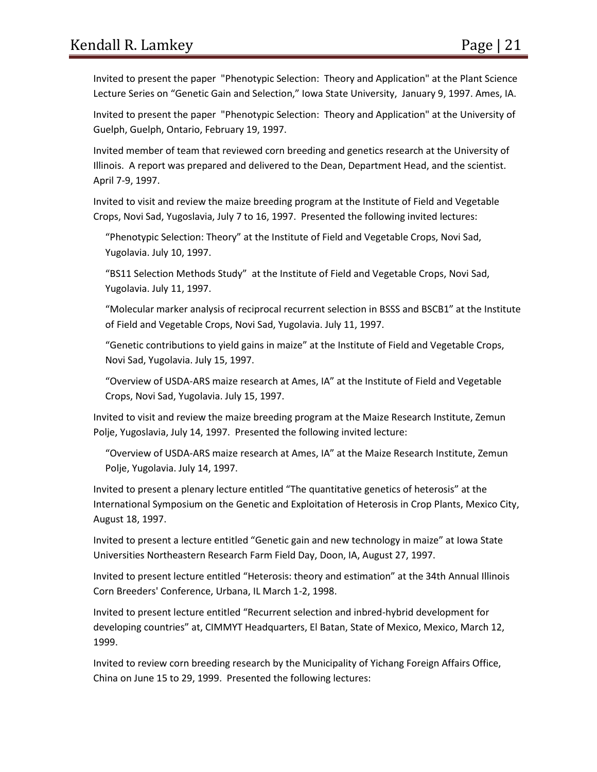Invited to present the paper "Phenotypic Selection: Theory and Application" at the Plant Science Lecture Series on “Genetic Gain and Selection,” Iowa State University, January 9, 1997. Ames, IA.

Invited to present the paper "Phenotypic Selection: Theory and Application" at the University of Guelph, Guelph, Ontario, February 19, 1997.

Invited member of team that reviewed corn breeding and genetics research at the University of Illinois. A report was prepared and delivered to the Dean, Department Head, and the scientist. April 7-9, 1997.

Invited to visit and review the maize breeding program at the Institute of Field and Vegetable Crops, Novi Sad, Yugoslavia, July 7 to 16, 1997. Presented the following invited lectures:

> “Phenotypic Selection: Theory” at the Institute of Field and Vegetable Crops, Novi Sad, Yugolavia. July 10, 1997.
>
> “BS11 Selection Methods Study” at the Institute of Field and Vegetable Crops, Novi Sad, Yugolavia. July 11, 1997.
>
> “Molecular marker analysis of reciprocal recurrent selection in BSSS and BSCB1” at the Institute of Field and Vegetable Crops, Novi Sad, Yugolavia. July 11, 1997.
>
> “Genetic contributions to yield gains in maize” at the Institute of Field and Vegetable Crops, Novi Sad, Yugolavia. July 15, 1997.
>
> “Overview of USDA-ARS maize research at Ames, IA” at the Institute of Field and Vegetable Crops, Novi Sad, Yugolavia. July 15, 1997.

Invited to visit and review the maize breeding program at the Maize Research Institute, Zemun Polje, Yugoslavia, July 14, 1997. Presented the following invited lecture:

> “Overview of USDA-ARS maize research at Ames, IA” at the Maize Research Institute, Zemun Polje, Yugolavia. July 14, 1997.

Invited to present a plenary lecture entitled “The quantitative genetics of heterosis” at the International Symposium on the Genetic and Exploitation of Heterosis in Crop Plants, Mexico City, August 18, 1997.

Invited to present a lecture entitled “Genetic gain and new technology in maize” at Iowa State Universities Northeastern Research Farm Field Day, Doon, IA, August 27, 1997.

Invited to present lecture entitled “Heterosis: theory and estimation” at the 34th Annual Illinois Corn Breeders' Conference, Urbana, IL March 1-2, 1998.

Invited to present lecture entitled “Recurrent selection and inbred-hybrid development for developing countries” at, CIMMYT Headquarters, El Batan, State of Mexico, Mexico, March 12, 1999.

Invited to review corn breeding research by the Municipality of Yichang Foreign Affairs Office, China on June 15 to 29, 1999. Presented the following lectures: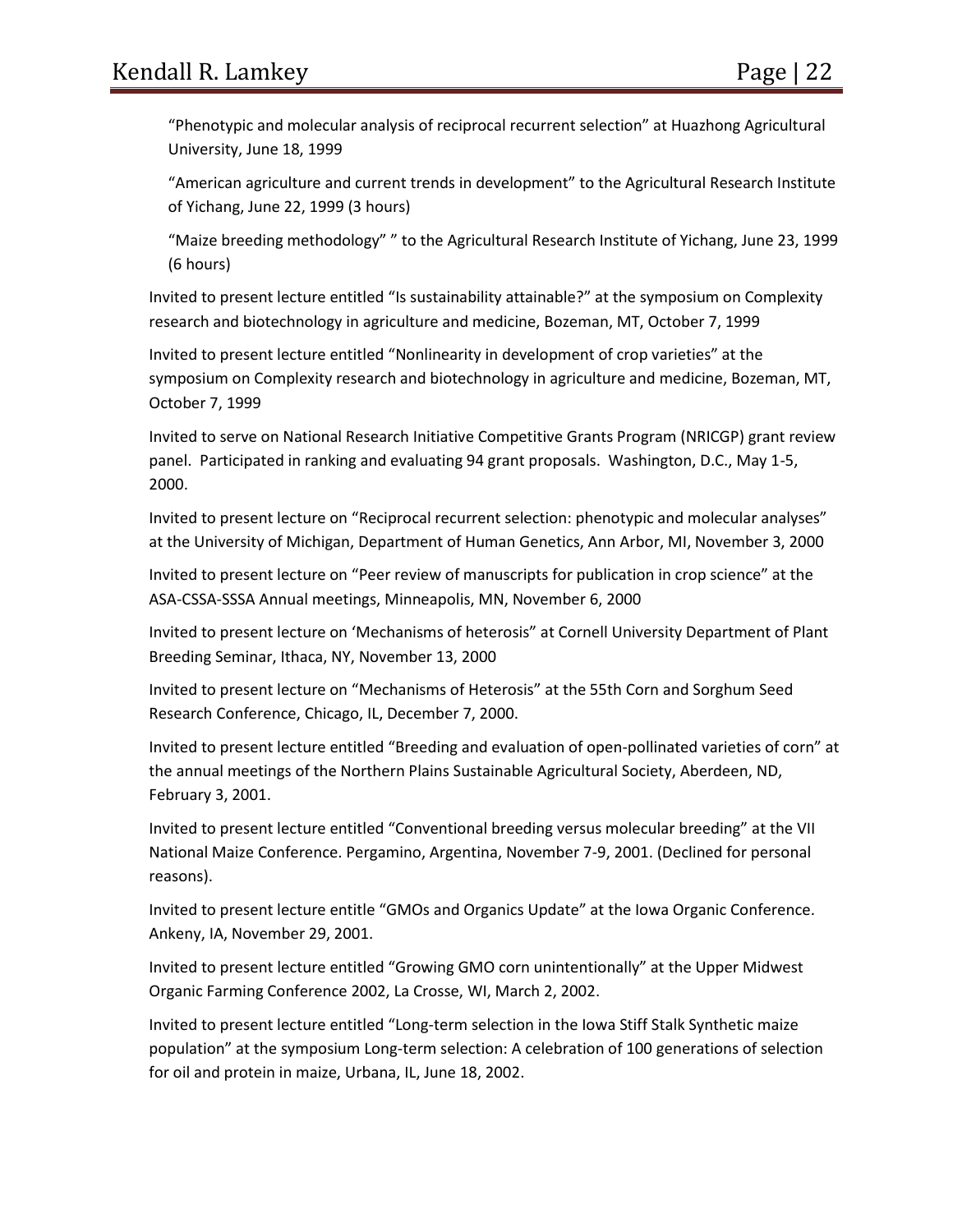"Phenotypic and molecular analysis of reciprocal recurrent selection" at Huazhong Agricultural University, June 18, 1999

"American agriculture and current trends in development" to the Agricultural Research Institute of Yichang, June 22, 1999 (3 hours)

"Maize breeding methodology" " to the Agricultural Research Institute of Yichang, June 23, 1999 (6 hours)

Invited to present lecture entitled "Is sustainability attainable?" at the symposium on Complexity research and biotechnology in agriculture and medicine, Bozeman, MT, October 7, 1999

Invited to present lecture entitled "Nonlinearity in development of crop varieties" at the symposium on Complexity research and biotechnology in agriculture and medicine, Bozeman, MT, October 7, 1999

Invited to serve on National Research Initiative Competitive Grants Program (NRICGP) grant review panel. Participated in ranking and evaluating 94 grant proposals. Washington, D.C., May 1-5, 2000.

Invited to present lecture on "Reciprocal recurrent selection: phenotypic and molecular analyses" at the University of Michigan, Department of Human Genetics, Ann Arbor, MI, November 3, 2000

Invited to present lecture on "Peer review of manuscripts for publication in crop science" at the ASA-CSSA-SSSA Annual meetings, Minneapolis, MN, November 6, 2000

Invited to present lecture on 'Mechanisms of heterosis" at Cornell University Department of Plant Breeding Seminar, Ithaca, NY, November 13, 2000

Invited to present lecture on "Mechanisms of Heterosis" at the 55th Corn and Sorghum Seed Research Conference, Chicago, IL, December 7, 2000.

Invited to present lecture entitled "Breeding and evaluation of open-pollinated varieties of corn" at the annual meetings of the Northern Plains Sustainable Agricultural Society, Aberdeen, ND, February 3, 2001.

Invited to present lecture entitled "Conventional breeding versus molecular breeding" at the VII National Maize Conference. Pergamino, Argentina, November 7-9, 2001. (Declined for personal reasons).

Invited to present lecture entitle "GMOs and Organics Update" at the Iowa Organic Conference. Ankeny, IA, November 29, 2001.

Invited to present lecture entitled "Growing GMO corn unintentionally" at the Upper Midwest Organic Farming Conference 2002, La Crosse, WI, March 2, 2002.

Invited to present lecture entitled "Long-term selection in the Iowa Stiff Stalk Synthetic maize population" at the symposium Long-term selection: A celebration of 100 generations of selection for oil and protein in maize, Urbana, IL, June 18, 2002.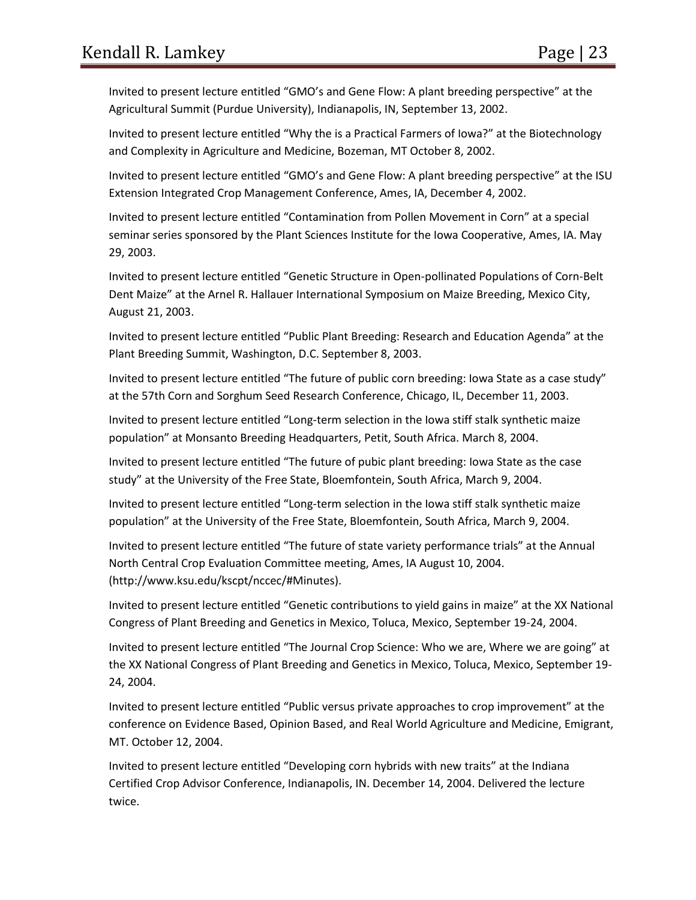Invited to present lecture entitled “GMO’s and Gene Flow: A plant breeding perspective” at the Agricultural Summit (Purdue University), Indianapolis, IN, September 13, 2002.

Invited to present lecture entitled “Why the is a Practical Farmers of Iowa?” at the Biotechnology and Complexity in Agriculture and Medicine, Bozeman, MT October 8, 2002.

Invited to present lecture entitled “GMO’s and Gene Flow: A plant breeding perspective” at the ISU Extension Integrated Crop Management Conference, Ames, IA, December 4, 2002.

Invited to present lecture entitled “Contamination from Pollen Movement in Corn” at a special seminar series sponsored by the Plant Sciences Institute for the Iowa Cooperative, Ames, IA. May 29, 2003.

Invited to present lecture entitled “Genetic Structure in Open-pollinated Populations of Corn-Belt Dent Maize” at the Arnel R. Hallauer International Symposium on Maize Breeding, Mexico City, August 21, 2003.

Invited to present lecture entitled “Public Plant Breeding: Research and Education Agenda” at the Plant Breeding Summit, Washington, D.C. September 8, 2003.

Invited to present lecture entitled “The future of public corn breeding: Iowa State as a case study” at the 57th Corn and Sorghum Seed Research Conference, Chicago, IL, December 11, 2003.

Invited to present lecture entitled “Long-term selection in the Iowa stiff stalk synthetic maize population” at Monsanto Breeding Headquarters, Petit, South Africa. March 8, 2004.

Invited to present lecture entitled “The future of pubic plant breeding: Iowa State as the case study” at the University of the Free State, Bloemfontein, South Africa, March 9, 2004.

Invited to present lecture entitled “Long-term selection in the Iowa stiff stalk synthetic maize population” at the University of the Free State, Bloemfontein, South Africa, March 9, 2004.

Invited to present lecture entitled “The future of state variety performance trials” at the Annual North Central Crop Evaluation Committee meeting, Ames, IA August 10, 2004. (http://www.ksu.edu/kscpt/nccec/#Minutes).

Invited to present lecture entitled “Genetic contributions to yield gains in maize” at the XX National Congress of Plant Breeding and Genetics in Mexico, Toluca, Mexico, September 19-24, 2004.

Invited to present lecture entitled “The Journal Crop Science: Who we are, Where we are going” at the XX National Congress of Plant Breeding and Genetics in Mexico, Toluca, Mexico, September 19-24, 2004.

Invited to present lecture entitled “Public versus private approaches to crop improvement” at the conference on Evidence Based, Opinion Based, and Real World Agriculture and Medicine, Emigrant, MT. October 12, 2004.

Invited to present lecture entitled “Developing corn hybrids with new traits” at the Indiana Certified Crop Advisor Conference, Indianapolis, IN. December 14, 2004. Delivered the lecture twice.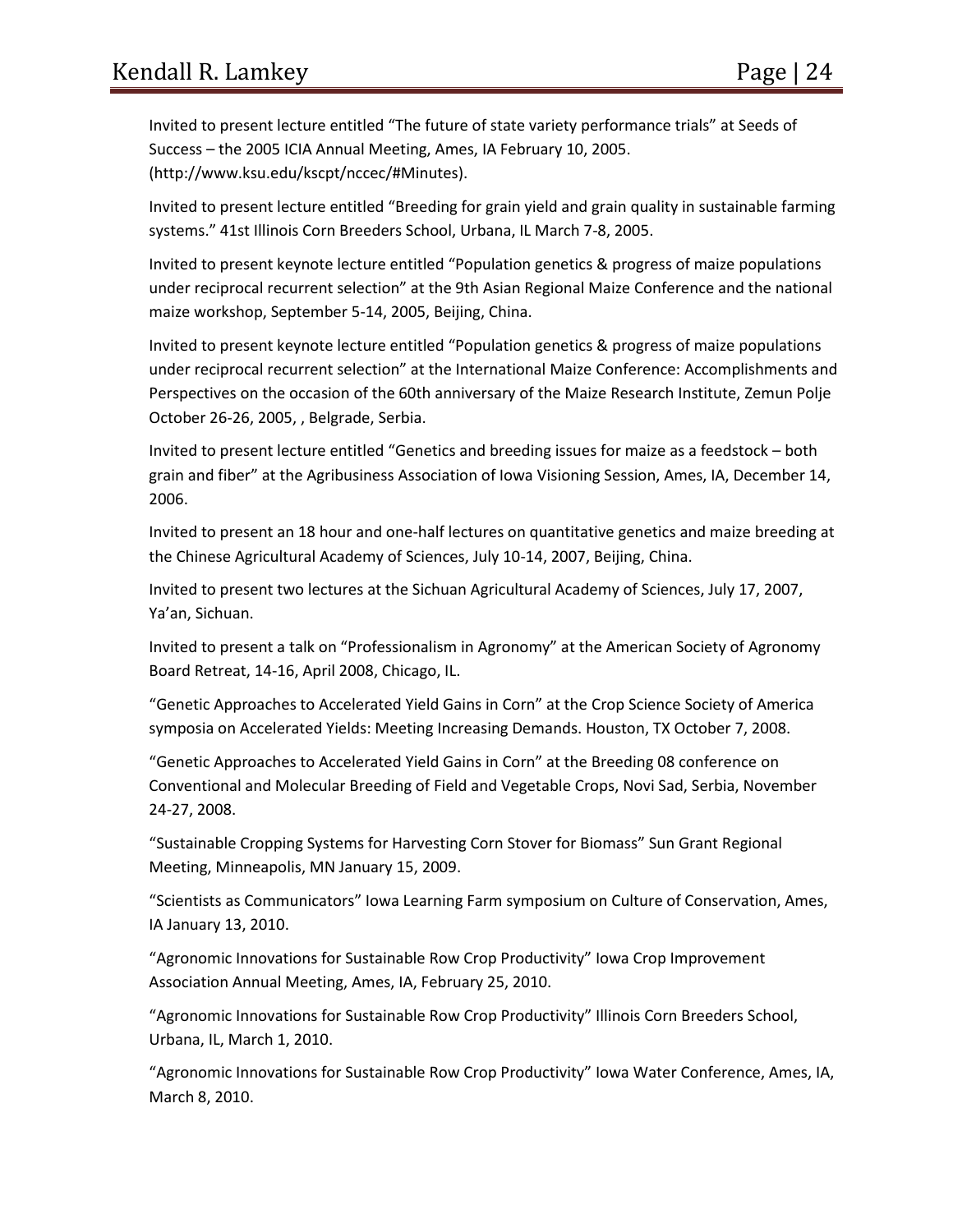Invited to present lecture entitled “The future of state variety performance trials” at Seeds of Success – the 2005 ICIA Annual Meeting, Ames, IA February 10, 2005. (http://www.ksu.edu/kscpt/nccec/#Minutes).

Invited to present lecture entitled “Breeding for grain yield and grain quality in sustainable farming systems.” 41st Illinois Corn Breeders School, Urbana, IL March 7-8, 2005.

Invited to present keynote lecture entitled “Population genetics & progress of maize populations under reciprocal recurrent selection” at the 9th Asian Regional Maize Conference and the national maize workshop, September 5-14, 2005, Beijing, China.

Invited to present keynote lecture entitled “Population genetics & progress of maize populations under reciprocal recurrent selection” at the International Maize Conference: Accomplishments and Perspectives on the occasion of the 60th anniversary of the Maize Research Institute, Zemun Polje October 26-26, 2005, , Belgrade, Serbia.

Invited to present lecture entitled “Genetics and breeding issues for maize as a feedstock – both grain and fiber” at the Agribusiness Association of Iowa Visioning Session, Ames, IA, December 14, 2006.

Invited to present an 18 hour and one-half lectures on quantitative genetics and maize breeding at the Chinese Agricultural Academy of Sciences, July 10-14, 2007, Beijing, China.

Invited to present two lectures at the Sichuan Agricultural Academy of Sciences, July 17, 2007, Ya’an, Sichuan.

Invited to present a talk on “Professionalism in Agronomy” at the American Society of Agronomy Board Retreat, 14-16, April 2008, Chicago, IL.

“Genetic Approaches to Accelerated Yield Gains in Corn” at the Crop Science Society of America symposia on Accelerated Yields: Meeting Increasing Demands. Houston, TX October 7, 2008.

“Genetic Approaches to Accelerated Yield Gains in Corn” at the Breeding 08 conference on Conventional and Molecular Breeding of Field and Vegetable Crops, Novi Sad, Serbia, November 24-27, 2008.

“Sustainable Cropping Systems for Harvesting Corn Stover for Biomass” Sun Grant Regional Meeting, Minneapolis, MN January 15, 2009.

“Scientists as Communicators” Iowa Learning Farm symposium on Culture of Conservation, Ames, IA January 13, 2010.

“Agronomic Innovations for Sustainable Row Crop Productivity” Iowa Crop Improvement Association Annual Meeting, Ames, IA, February 25, 2010.

“Agronomic Innovations for Sustainable Row Crop Productivity” Illinois Corn Breeders School, Urbana, IL, March 1, 2010.

“Agronomic Innovations for Sustainable Row Crop Productivity” Iowa Water Conference, Ames, IA, March 8, 2010.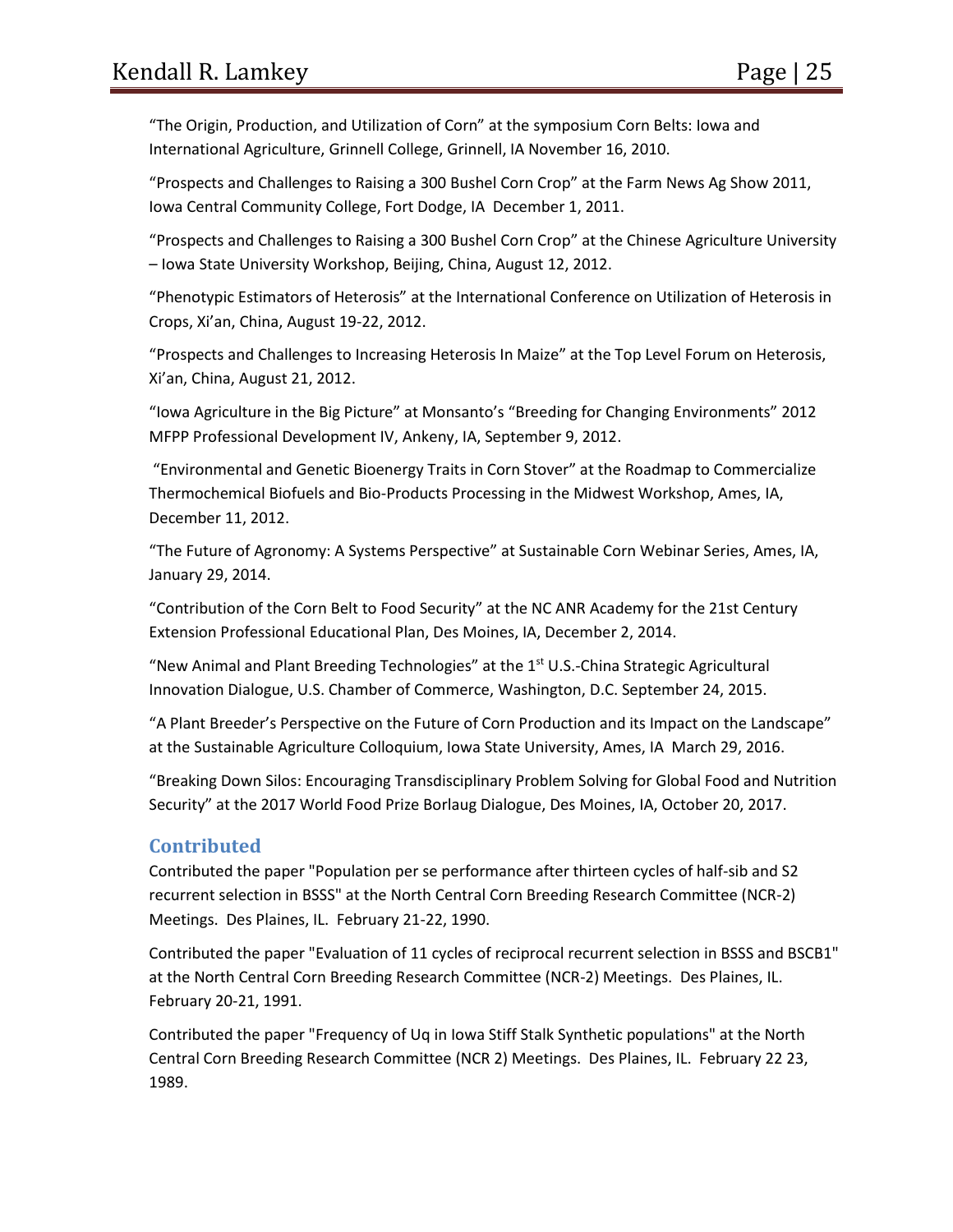"The Origin, Production, and Utilization of Corn" at the symposium Corn Belts: Iowa and International Agriculture, Grinnell College, Grinnell, IA November 16, 2010.

"Prospects and Challenges to Raising a 300 Bushel Corn Crop" at the Farm News Ag Show 2011, Iowa Central Community College, Fort Dodge, IA December 1, 2011.

"Prospects and Challenges to Raising a 300 Bushel Corn Crop" at the Chinese Agriculture University – Iowa State University Workshop, Beijing, China, August 12, 2012.

"Phenotypic Estimators of Heterosis" at the International Conference on Utilization of Heterosis in Crops, Xi'an, China, August 19-22, 2012.

"Prospects and Challenges to Increasing Heterosis In Maize" at the Top Level Forum on Heterosis, Xi'an, China, August 21, 2012.

"Iowa Agriculture in the Big Picture" at Monsanto's "Breeding for Changing Environments" 2012 MFPP Professional Development IV, Ankeny, IA, September 9, 2012.

"Environmental and Genetic Bioenergy Traits in Corn Stover" at the Roadmap to Commercialize Thermochemical Biofuels and Bio-Products Processing in the Midwest Workshop, Ames, IA, December 11, 2012.

"The Future of Agronomy: A Systems Perspective" at Sustainable Corn Webinar Series, Ames, IA, January 29, 2014.

"Contribution of the Corn Belt to Food Security" at the NC ANR Academy for the 21st Century Extension Professional Educational Plan, Des Moines, IA, December 2, 2014.

"New Animal and Plant Breeding Technologies" at the 1st U.S.-China Strategic Agricultural Innovation Dialogue, U.S. Chamber of Commerce, Washington, D.C. September 24, 2015.

"A Plant Breeder's Perspective on the Future of Corn Production and its Impact on the Landscape" at the Sustainable Agriculture Colloquium, Iowa State University, Ames, IA March 29, 2016.

"Breaking Down Silos: Encouraging Transdisciplinary Problem Solving for Global Food and Nutrition Security" at the 2017 World Food Prize Borlaug Dialogue, Des Moines, IA, October 20, 2017.

## Contributed

Contributed the paper "Population per se performance after thirteen cycles of half-sib and S2 recurrent selection in BSSS" at the North Central Corn Breeding Research Committee (NCR-2) Meetings. Des Plaines, IL. February 21-22, 1990.

Contributed the paper "Evaluation of 11 cycles of reciprocal recurrent selection in BSSS and BSCB1" at the North Central Corn Breeding Research Committee (NCR-2) Meetings. Des Plaines, IL. February 20-21, 1991.

Contributed the paper "Frequency of Uq in Iowa Stiff Stalk Synthetic populations" at the North Central Corn Breeding Research Committee (NCR 2) Meetings. Des Plaines, IL. February 22 23, 1989.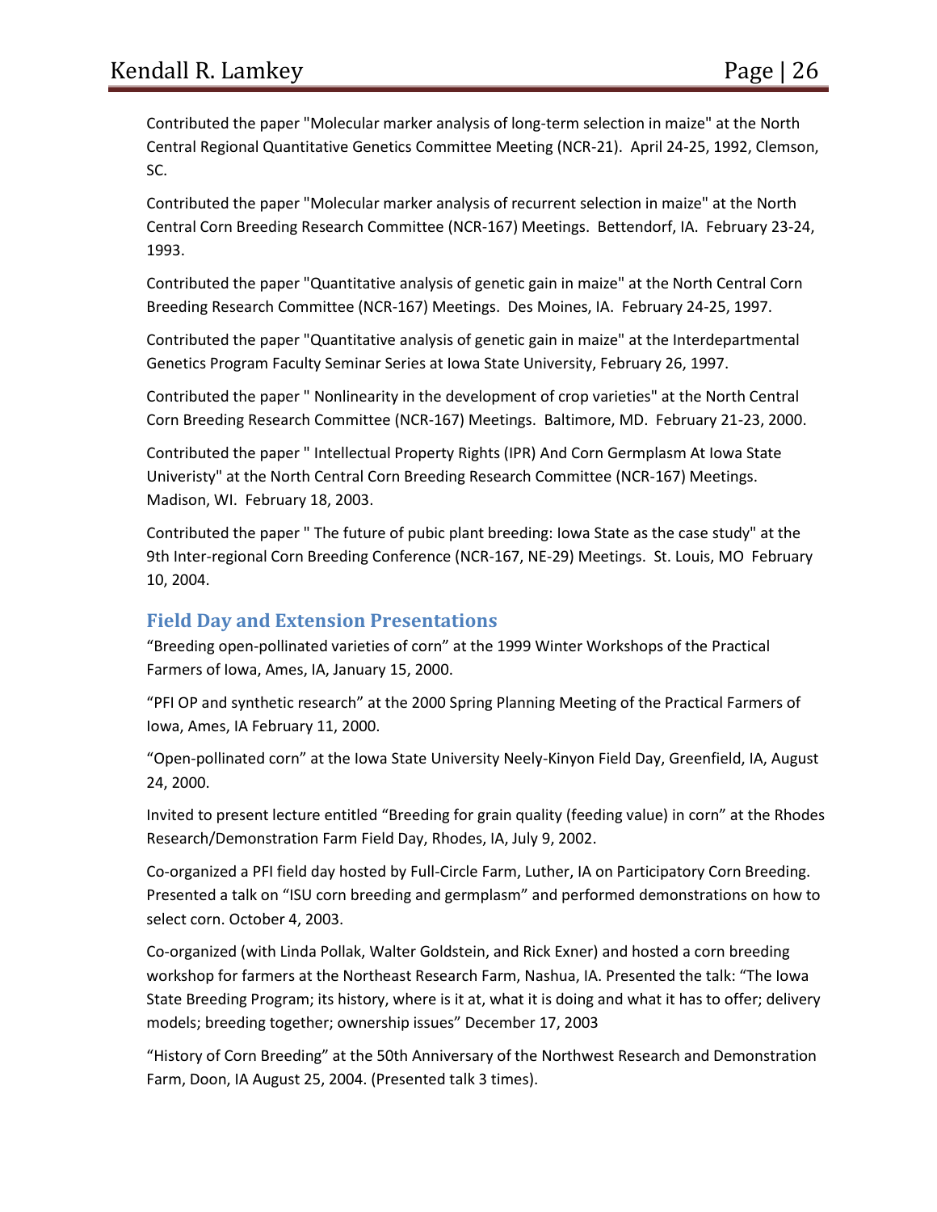Contributed the paper "Molecular marker analysis of long-term selection in maize" at the North Central Regional Quantitative Genetics Committee Meeting (NCR-21). April 24-25, 1992, Clemson, SC.

Contributed the paper "Molecular marker analysis of recurrent selection in maize" at the North Central Corn Breeding Research Committee (NCR-167) Meetings. Bettendorf, IA. February 23-24, 1993.

Contributed the paper "Quantitative analysis of genetic gain in maize" at the North Central Corn Breeding Research Committee (NCR-167) Meetings. Des Moines, IA. February 24-25, 1997.

Contributed the paper "Quantitative analysis of genetic gain in maize" at the Interdepartmental Genetics Program Faculty Seminar Series at Iowa State University, February 26, 1997.

Contributed the paper " Nonlinearity in the development of crop varieties" at the North Central Corn Breeding Research Committee (NCR-167) Meetings. Baltimore, MD. February 21-23, 2000.

Contributed the paper " Intellectual Property Rights (IPR) And Corn Germplasm At Iowa State Univeristy" at the North Central Corn Breeding Research Committee (NCR-167) Meetings. Madison, WI. February 18, 2003.

Contributed the paper " The future of pubic plant breeding: Iowa State as the case study" at the 9th Inter-regional Corn Breeding Conference (NCR-167, NE-29) Meetings. St. Louis, MO February 10, 2004.

## Field Day and Extension Presentations

"Breeding open-pollinated varieties of corn" at the 1999 Winter Workshops of the Practical Farmers of Iowa, Ames, IA, January 15, 2000.

"PFI OP and synthetic research" at the 2000 Spring Planning Meeting of the Practical Farmers of Iowa, Ames, IA February 11, 2000.

"Open-pollinated corn" at the Iowa State University Neely-Kinyon Field Day, Greenfield, IA, August 24, 2000.

Invited to present lecture entitled "Breeding for grain quality (feeding value) in corn" at the Rhodes Research/Demonstration Farm Field Day, Rhodes, IA, July 9, 2002.

Co-organized a PFI field day hosted by Full-Circle Farm, Luther, IA on Participatory Corn Breeding. Presented a talk on "ISU corn breeding and germplasm" and performed demonstrations on how to select corn. October 4, 2003.

Co-organized (with Linda Pollak, Walter Goldstein, and Rick Exner) and hosted a corn breeding workshop for farmers at the Northeast Research Farm, Nashua, IA. Presented the talk: "The Iowa State Breeding Program; its history, where is it at, what it is doing and what it has to offer; delivery models; breeding together; ownership issues" December 17, 2003

"History of Corn Breeding" at the 50th Anniversary of the Northwest Research and Demonstration Farm, Doon, IA August 25, 2004. (Presented talk 3 times).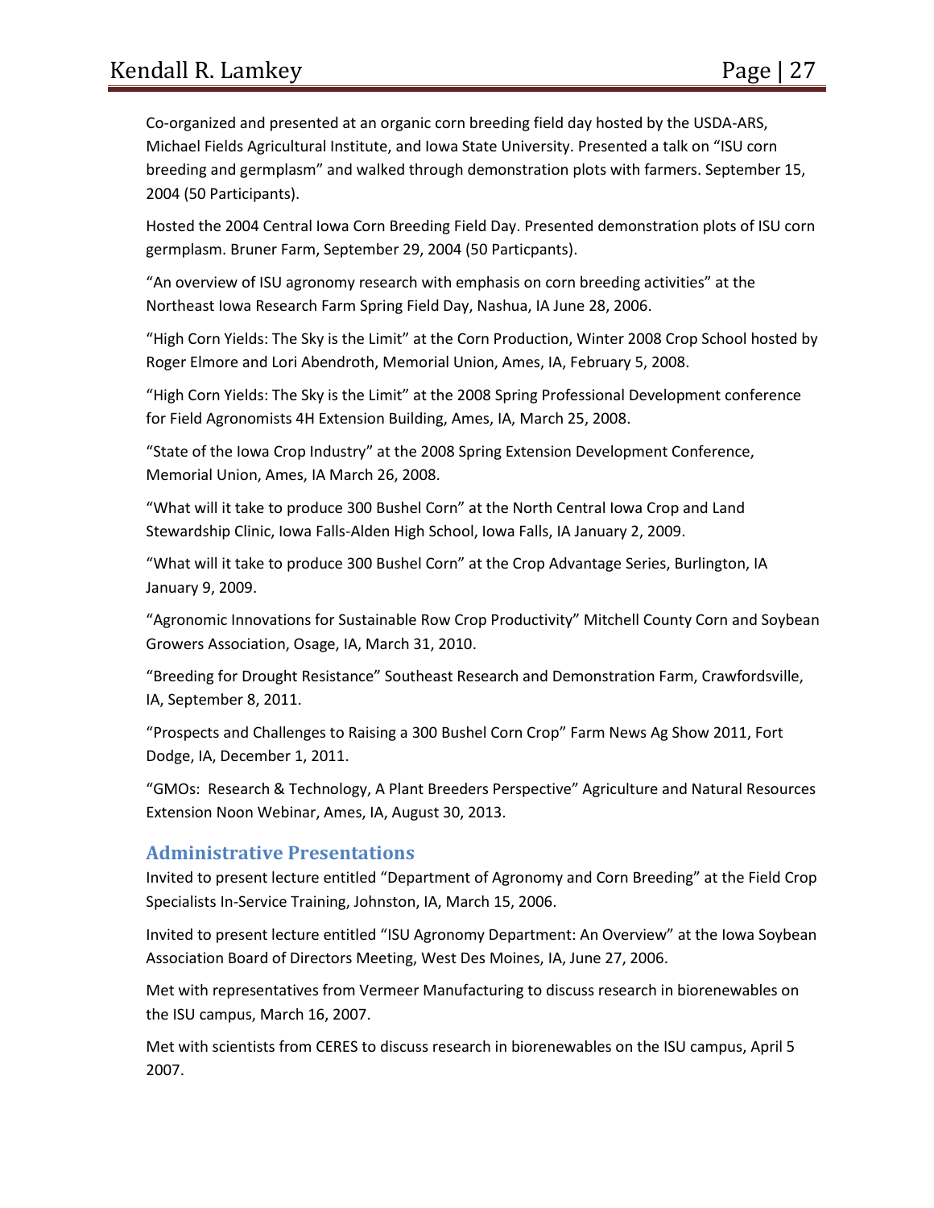Co-organized and presented at an organic corn breeding field day hosted by the USDA-ARS, Michael Fields Agricultural Institute, and Iowa State University. Presented a talk on "ISU corn breeding and germplasm" and walked through demonstration plots with farmers. September 15, 2004 (50 Participants).

Hosted the 2004 Central Iowa Corn Breeding Field Day. Presented demonstration plots of ISU corn germplasm. Bruner Farm, September 29, 2004 (50 Particpants).

"An overview of ISU agronomy research with emphasis on corn breeding activities" at the Northeast Iowa Research Farm Spring Field Day, Nashua, IA June 28, 2006.

"High Corn Yields: The Sky is the Limit" at the Corn Production, Winter 2008 Crop School hosted by Roger Elmore and Lori Abendroth, Memorial Union, Ames, IA, February 5, 2008.

"High Corn Yields: The Sky is the Limit" at the 2008 Spring Professional Development conference for Field Agronomists 4H Extension Building, Ames, IA, March 25, 2008.

"State of the Iowa Crop Industry" at the 2008 Spring Extension Development Conference, Memorial Union, Ames, IA March 26, 2008.

"What will it take to produce 300 Bushel Corn" at the North Central Iowa Crop and Land Stewardship Clinic, Iowa Falls-Alden High School, Iowa Falls, IA January 2, 2009.

"What will it take to produce 300 Bushel Corn" at the Crop Advantage Series, Burlington, IA January 9, 2009.

"Agronomic Innovations for Sustainable Row Crop Productivity" Mitchell County Corn and Soybean Growers Association, Osage, IA, March 31, 2010.

"Breeding for Drought Resistance" Southeast Research and Demonstration Farm, Crawfordsville, IA, September 8, 2011.

"Prospects and Challenges to Raising a 300 Bushel Corn Crop" Farm News Ag Show 2011, Fort Dodge, IA, December 1, 2011.

"GMOs: Research & Technology, A Plant Breeders Perspective" Agriculture and Natural Resources Extension Noon Webinar, Ames, IA, August 30, 2013.

## Administrative Presentations

Invited to present lecture entitled "Department of Agronomy and Corn Breeding" at the Field Crop Specialists In-Service Training, Johnston, IA, March 15, 2006.

Invited to present lecture entitled "ISU Agronomy Department: An Overview" at the Iowa Soybean Association Board of Directors Meeting, West Des Moines, IA, June 27, 2006.

Met with representatives from Vermeer Manufacturing to discuss research in biorenewables on the ISU campus, March 16, 2007.

Met with scientists from CERES to discuss research in biorenewables on the ISU campus, April 5 2007.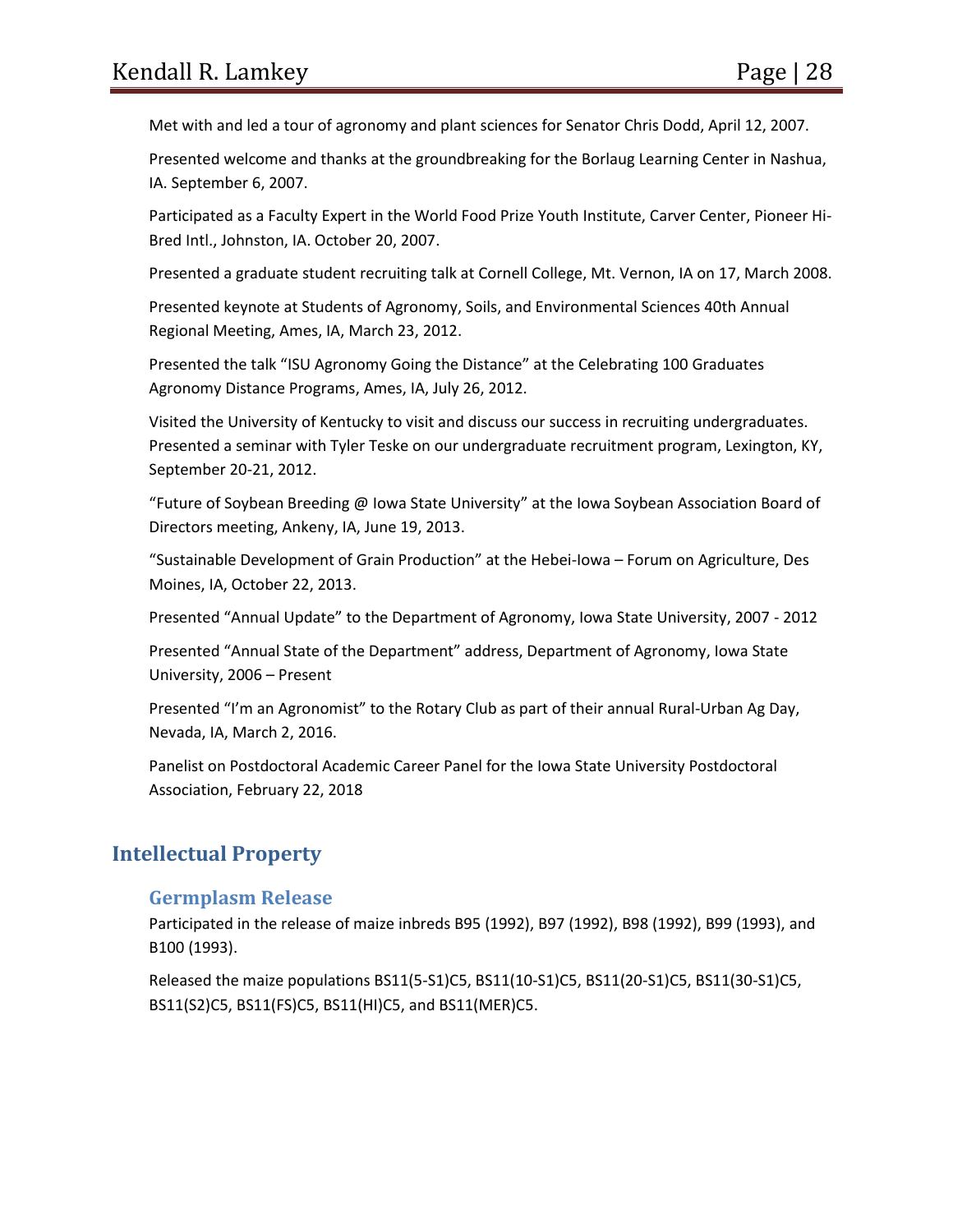Met with and led a tour of agronomy and plant sciences for Senator Chris Dodd, April 12, 2007.

Presented welcome and thanks at the groundbreaking for the Borlaug Learning Center in Nashua, IA. September 6, 2007.

Participated as a Faculty Expert in the World Food Prize Youth Institute, Carver Center, Pioneer Hi-Bred Intl., Johnston, IA. October 20, 2007.

Presented a graduate student recruiting talk at Cornell College, Mt. Vernon, IA on 17, March 2008.

Presented keynote at Students of Agronomy, Soils, and Environmental Sciences 40th Annual Regional Meeting, Ames, IA, March 23, 2012.

Presented the talk "ISU Agronomy Going the Distance" at the Celebrating 100 Graduates Agronomy Distance Programs, Ames, IA, July 26, 2012.

Visited the University of Kentucky to visit and discuss our success in recruiting undergraduates. Presented a seminar with Tyler Teske on our undergraduate recruitment program, Lexington, KY, September 20-21, 2012.

"Future of Soybean Breeding @ Iowa State University" at the Iowa Soybean Association Board of Directors meeting, Ankeny, IA, June 19, 2013.

"Sustainable Development of Grain Production" at the Hebei-Iowa – Forum on Agriculture, Des Moines, IA, October 22, 2013.

Presented "Annual Update" to the Department of Agronomy, Iowa State University, 2007 - 2012

Presented "Annual State of the Department" address, Department of Agronomy, Iowa State University, 2006 – Present

Presented "I'm an Agronomist" to the Rotary Club as part of their annual Rural-Urban Ag Day, Nevada, IA, March 2, 2016.

Panelist on Postdoctoral Academic Career Panel for the Iowa State University Postdoctoral Association, February 22, 2018

## Intellectual Property

### Germplasm Release

Participated in the release of maize inbreds B95 (1992), B97 (1992), B98 (1992), B99 (1993), and B100 (1993).

Released the maize populations BS11(5-S1)C5, BS11(10-S1)C5, BS11(20-S1)C5, BS11(30-S1)C5, BS11(S2)C5, BS11(FS)C5, BS11(HI)C5, and BS11(MER)C5.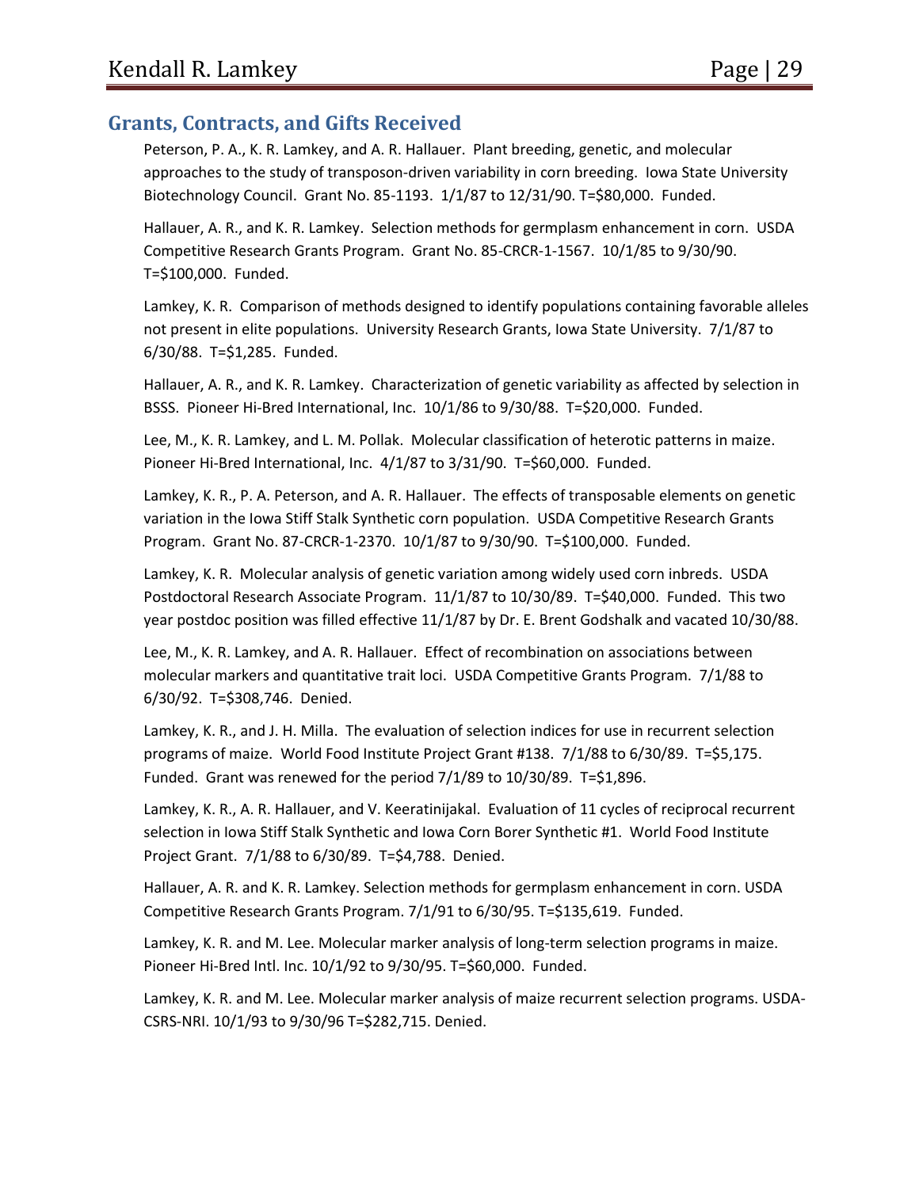## Grants, Contracts, and Gifts Received

Peterson, P. A., K. R. Lamkey, and A. R. Hallauer. Plant breeding, genetic, and molecular approaches to the study of transposon-driven variability in corn breeding. Iowa State University Biotechnology Council. Grant No. 85-1193. 1/1/87 to 12/31/90. T=$80,000. Funded.

Hallauer, A. R., and K. R. Lamkey. Selection methods for germplasm enhancement in corn. USDA Competitive Research Grants Program. Grant No. 85-CRCR-1-1567. 10/1/85 to 9/30/90. T=$100,000. Funded.

Lamkey, K. R. Comparison of methods designed to identify populations containing favorable alleles not present in elite populations. University Research Grants, Iowa State University. 7/1/87 to 6/30/88. T=$1,285. Funded.

Hallauer, A. R., and K. R. Lamkey. Characterization of genetic variability as affected by selection in BSSS. Pioneer Hi-Bred International, Inc. 10/1/86 to 9/30/88. T=$20,000. Funded.

Lee, M., K. R. Lamkey, and L. M. Pollak. Molecular classification of heterotic patterns in maize. Pioneer Hi-Bred International, Inc. 4/1/87 to 3/31/90. T=$60,000. Funded.

Lamkey, K. R., P. A. Peterson, and A. R. Hallauer. The effects of transposable elements on genetic variation in the Iowa Stiff Stalk Synthetic corn population. USDA Competitive Research Grants Program. Grant No. 87-CRCR-1-2370. 10/1/87 to 9/30/90. T=$100,000. Funded.

Lamkey, K. R. Molecular analysis of genetic variation among widely used corn inbreds. USDA Postdoctoral Research Associate Program. 11/1/87 to 10/30/89. T=$40,000. Funded. This two year postdoc position was filled effective 11/1/87 by Dr. E. Brent Godshalk and vacated 10/30/88.

Lee, M., K. R. Lamkey, and A. R. Hallauer. Effect of recombination on associations between molecular markers and quantitative trait loci. USDA Competitive Grants Program. 7/1/88 to 6/30/92. T=$308,746. Denied.

Lamkey, K. R., and J. H. Milla. The evaluation of selection indices for use in recurrent selection programs of maize. World Food Institute Project Grant #138. 7/1/88 to 6/30/89. T=$5,175. Funded. Grant was renewed for the period 7/1/89 to 10/30/89. T=$1,896.

Lamkey, K. R., A. R. Hallauer, and V. Keeratinijakal. Evaluation of 11 cycles of reciprocal recurrent selection in Iowa Stiff Stalk Synthetic and Iowa Corn Borer Synthetic #1. World Food Institute Project Grant. 7/1/88 to 6/30/89. T=$4,788. Denied.

Hallauer, A. R. and K. R. Lamkey. Selection methods for germplasm enhancement in corn. USDA Competitive Research Grants Program. 7/1/91 to 6/30/95. T=$135,619. Funded.

Lamkey, K. R. and M. Lee. Molecular marker analysis of long-term selection programs in maize. Pioneer Hi-Bred Intl. Inc. 10/1/92 to 9/30/95. T=$60,000. Funded.

Lamkey, K. R. and M. Lee. Molecular marker analysis of maize recurrent selection programs. USDA-CSRS-NRI. 10/1/93 to 9/30/96 T=$282,715. Denied.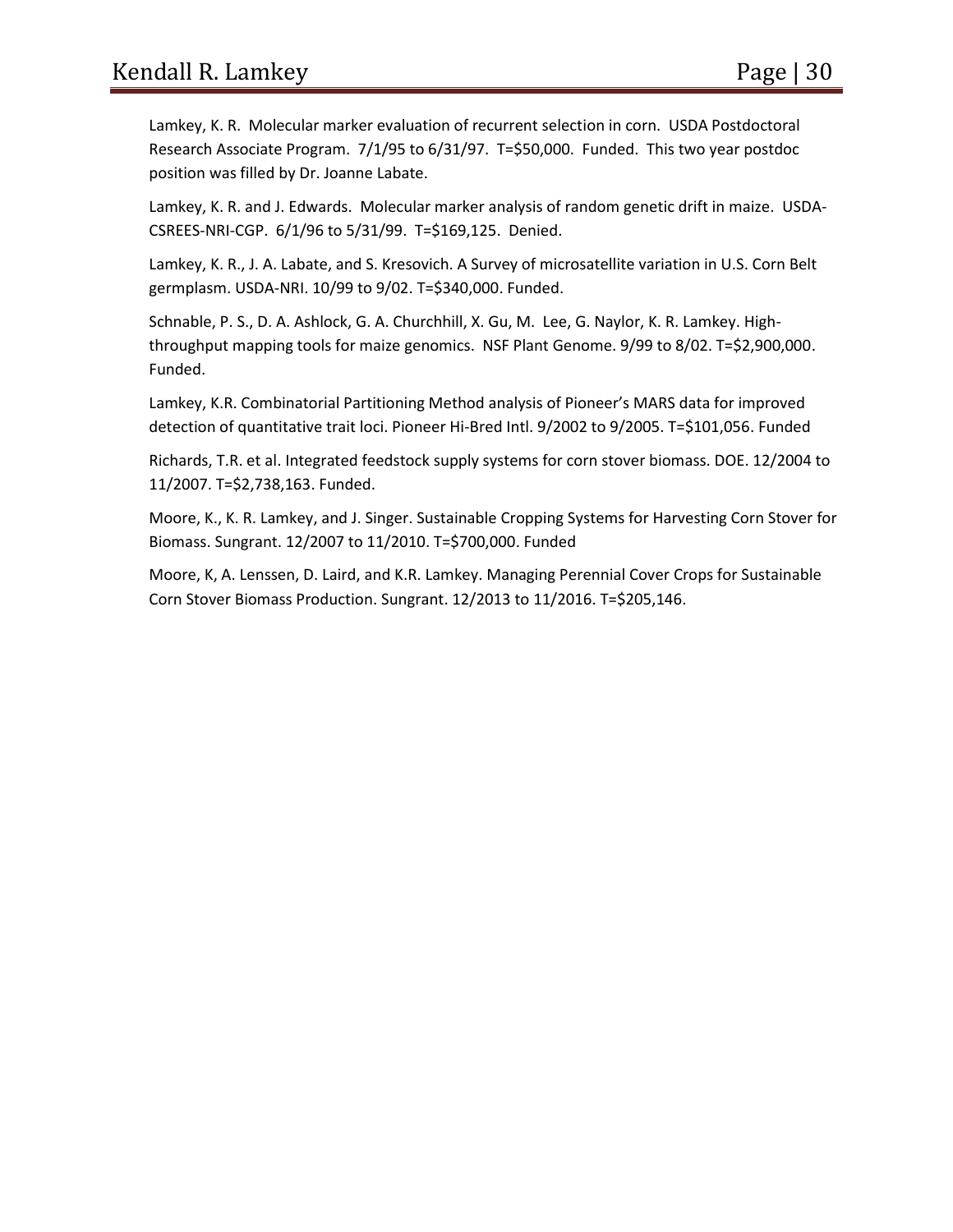Lamkey, K. R. Molecular marker evaluation of recurrent selection in corn. USDA Postdoctoral Research Associate Program. 7/1/95 to 6/31/97. T=$50,000. Funded. This two year postdoc position was filled by Dr. Joanne Labate.

Lamkey, K. R. and J. Edwards. Molecular marker analysis of random genetic drift in maize. USDA-CSREES-NRI-CGP. 6/1/96 to 5/31/99. T=$169,125. Denied.

Lamkey, K. R., J. A. Labate, and S. Kresovich. A Survey of microsatellite variation in U.S. Corn Belt germplasm. USDA-NRI. 10/99 to 9/02. T=$340,000. Funded.

Schnable, P. S., D. A. Ashlock, G. A. Churchhill, X. Gu, M. Lee, G. Naylor, K. R. Lamkey. High-throughput mapping tools for maize genomics. NSF Plant Genome. 9/99 to 8/02. T=$2,900,000. Funded.

Lamkey, K.R. Combinatorial Partitioning Method analysis of Pioneer's MARS data for improved detection of quantitative trait loci. Pioneer Hi-Bred Intl. 9/2002 to 9/2005. T=$101,056. Funded

Richards, T.R. et al. Integrated feedstock supply systems for corn stover biomass. DOE. 12/2004 to 11/2007. T=$2,738,163. Funded.

Moore, K., K. R. Lamkey, and J. Singer. Sustainable Cropping Systems for Harvesting Corn Stover for Biomass. Sungrant. 12/2007 to 11/2010. T=$700,000. Funded

Moore, K, A. Lenssen, D. Laird, and K.R. Lamkey. Managing Perennial Cover Crops for Sustainable Corn Stover Biomass Production. Sungrant. 12/2013 to 11/2016. T=$205,146.